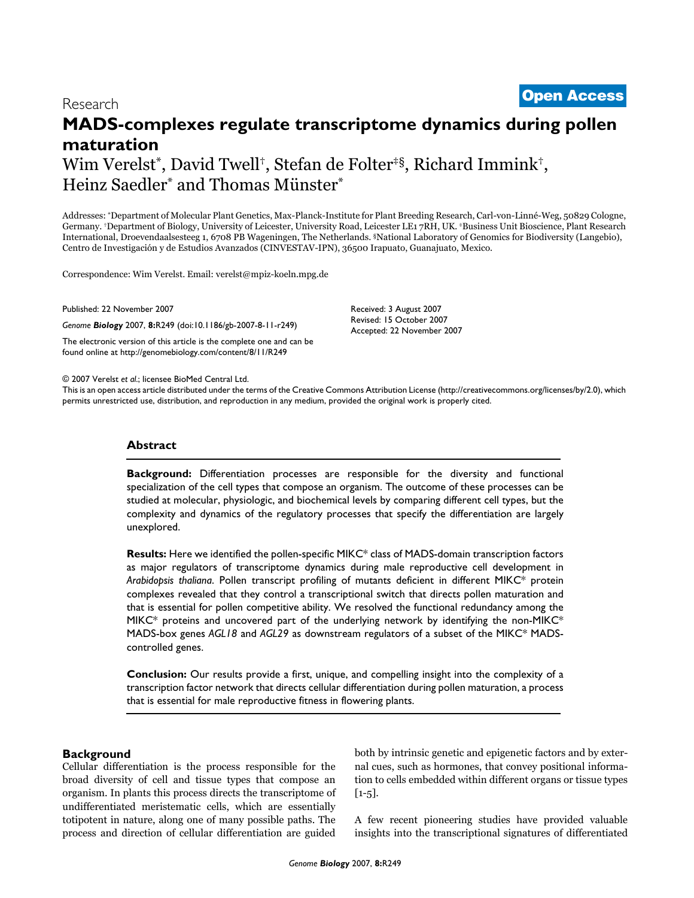Research

**Open Access**

# MADS-complexes regulate transcriptome dynamics during pollen maturation

Wim Verelst[*], David Twell[†], Stefan de Folter[‡§], Richard Immink[†], Heinz Saedler[*] and Thomas Münster[*]

Addresses: [*]Department of Molecular Plant Genetics, Max-Planck-Institute for Plant Breeding Research, Carl-von-Linné-Weg, 50829 Cologne, Germany. [†]Department of Biology, University of Leicester, University Road, Leicester LE1 7RH, UK. [‡]Business Unit Bioscience, Plant Research International, Droevendaalsesteeg 1, 6708 PB Wageningen, The Netherlands. [§]National Laboratory of Genomics for Biodiversity (Langebio), Centro de Investigación y de Estudios Avanzados (CINVESTAV-IPN), 36500 Irapuato, Guanajuato, Mexico.

Correspondence: Wim Verelst. Email: verelst@mpiz-koeln.mpg.de

Published: 22 November 2007

*Genome **Biology*** 2007, **8:**R249 (doi:10.1186/gb-2007-8-11-r249)

The electronic version of this article is the complete one and can be found online at http://genomebiology.com/content/8/11/R249

Received: 3 August 2007
Revised: 15 October 2007
Accepted: 22 November 2007

© 2007 Verelst *et al*.; licensee BioMed Central Ltd.
This is an open access article distributed under the terms of the Creative Commons Attribution License (http://creativecommons.org/licenses/by/2.0), which permits unrestricted use, distribution, and reproduction in any medium, provided the original work is properly cited.

## Abstract

**Background:** Differentiation processes are responsible for the diversity and functional specialization of the cell types that compose an organism. The outcome of these processes can be studied at molecular, physiologic, and biochemical levels by comparing different cell types, but the complexity and dynamics of the regulatory processes that specify the differentiation are largely unexplored.

**Results:** Here we identified the pollen-specific MIKC* class of MADS-domain transcription factors as major regulators of transcriptome dynamics during male reproductive cell development in *Arabidopsis thaliana*. Pollen transcript profiling of mutants deficient in different MIKC* protein complexes revealed that they control a transcriptional switch that directs pollen maturation and that is essential for pollen competitive ability. We resolved the functional redundancy among the MIKC* proteins and uncovered part of the underlying network by identifying the non-MIKC* MADS-box genes *AGL18* and *AGL29* as downstream regulators of a subset of the MIKC* MADS-controlled genes.

**Conclusion:** Our results provide a first, unique, and compelling insight into the complexity of a transcription factor network that directs cellular differentiation during pollen maturation, a process that is essential for male reproductive fitness in flowering plants.

## Background

Cellular differentiation is the process responsible for the broad diversity of cell and tissue types that compose an organism. In plants this process directs the transcriptome of undifferentiated meristematic cells, which are essentially totipotent in nature, along one of many possible paths. The process and direction of cellular differentiation are guided both by intrinsic genetic and epigenetic factors and by external cues, such as hormones, that convey positional information to cells embedded within different organs or tissue types [1-5].

A few recent pioneering studies have provided valuable insights into the transcriptional signatures of differentiated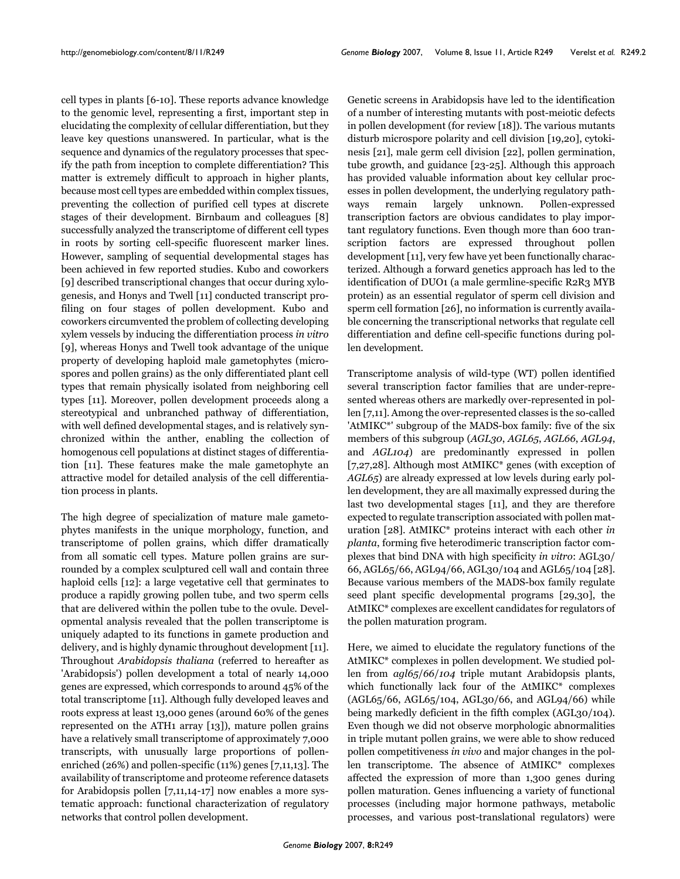cell types in plants [6-10]. These reports advance knowledge to the genomic level, representing a first, important step in elucidating the complexity of cellular differentiation, but they leave key questions unanswered. In particular, what is the sequence and dynamics of the regulatory processes that specify the path from inception to complete differentiation? This matter is extremely difficult to approach in higher plants, because most cell types are embedded within complex tissues, preventing the collection of purified cell types at discrete stages of their development. Birnbaum and colleagues [8] successfully analyzed the transcriptome of different cell types in roots by sorting cell-specific fluorescent marker lines. However, sampling of sequential developmental stages has been achieved in few reported studies. Kubo and coworkers [9] described transcriptional changes that occur during xylogenesis, and Honys and Twell [11] conducted transcript profiling on four stages of pollen development. Kubo and coworkers circumvented the problem of collecting developing xylem vessels by inducing the differentiation process *in vitro* [9], whereas Honys and Twell took advantage of the unique property of developing haploid male gametophytes (microspores and pollen grains) as the only differentiated plant cell types that remain physically isolated from neighboring cell types [11]. Moreover, pollen development proceeds along a stereotypical and unbranched pathway of differentiation, with well defined developmental stages, and is relatively synchronized within the anther, enabling the collection of homogenous cell populations at distinct stages of differentiation [11]. These features make the male gametophyte an attractive model for detailed analysis of the cell differentiation process in plants.

The high degree of specialization of mature male gametophytes manifests in the unique morphology, function, and transcriptome of pollen grains, which differ dramatically from all somatic cell types. Mature pollen grains are surrounded by a complex sculptured cell wall and contain three haploid cells [12]: a large vegetative cell that germinates to produce a rapidly growing pollen tube, and two sperm cells that are delivered within the pollen tube to the ovule. Developmental analysis revealed that the pollen transcriptome is uniquely adapted to its functions in gamete production and delivery, and is highly dynamic throughout development [11]. Throughout *Arabidopsis thaliana* (referred to hereafter as 'Arabidopsis') pollen development a total of nearly 14,000 genes are expressed, which corresponds to around 45% of the total transcriptome [11]. Although fully developed leaves and roots express at least 13,000 genes (around 60% of the genes represented on the ATH1 array [13]), mature pollen grains have a relatively small transcriptome of approximately 7,000 transcripts, with unusually large proportions of pollen-enriched (26%) and pollen-specific (11%) genes [7,11,13]. The availability of transcriptome and proteome reference datasets for Arabidopsis pollen [7,11,14-17] now enables a more systematic approach: functional characterization of regulatory networks that control pollen development.

Genetic screens in Arabidopsis have led to the identification of a number of interesting mutants with post-meiotic defects in pollen development (for review [18]). The various mutants disturb microspore polarity and cell division [19,20], cytokinesis [21], male germ cell division [22], pollen germination, tube growth, and guidance [23-25]. Although this approach has provided valuable information about key cellular processes in pollen development, the underlying regulatory pathways remain largely unknown. Pollen-expressed transcription factors are obvious candidates to play important regulatory functions. Even though more than 600 transcription factors are expressed throughout pollen development [11], very few have yet been functionally characterized. Although a forward genetics approach has led to the identification of DUO1 (a male germline-specific R2R3 MYB protein) as an essential regulator of sperm cell division and sperm cell formation [26], no information is currently available concerning the transcriptional networks that regulate cell differentiation and define cell-specific functions during pollen development.

Transcriptome analysis of wild-type (WT) pollen identified several transcription factor families that are under-represented whereas others are markedly over-represented in pollen [7,11]. Among the over-represented classes is the so-called 'AtMIKC*' subgroup of the MADS-box family: five of the six members of this subgroup (*AGL30*, *AGL65*, *AGL66*, *AGL94*, and *AGL104*) are predominantly expressed in pollen [7,27,28]. Although most AtMIKC* genes (with exception of *AGL65*) are already expressed at low levels during early pollen development, they are all maximally expressed during the last two developmental stages [11], and they are therefore expected to regulate transcription associated with pollen maturation [28]. AtMIKC* proteins interact with each other *in planta*, forming five heterodimeric transcription factor complexes that bind DNA with high specificity *in vitro*: AGL30/66, AGL65/66, AGL94/66, AGL30/104 and AGL65/104 [28]. Because various members of the MADS-box family regulate seed plant specific developmental programs [29,30], the AtMIKC* complexes are excellent candidates for regulators of the pollen maturation program.

Here, we aimed to elucidate the regulatory functions of the AtMIKC* complexes in pollen development. We studied pollen from *agl65/66/104* triple mutant Arabidopsis plants, which functionally lack four of the AtMIKC* complexes (AGL65/66, AGL65/104, AGL30/66, and AGL94/66) while being markedly deficient in the fifth complex (AGL30/104). Even though we did not observe morphologic abnormalities in triple mutant pollen grains, we were able to show reduced pollen competitiveness *in vivo* and major changes in the pollen transcriptome. The absence of AtMIKC* complexes affected the expression of more than 1,300 genes during pollen maturation. Genes influencing a variety of functional processes (including major hormone pathways, metabolic processes, and various post-translational regulators) were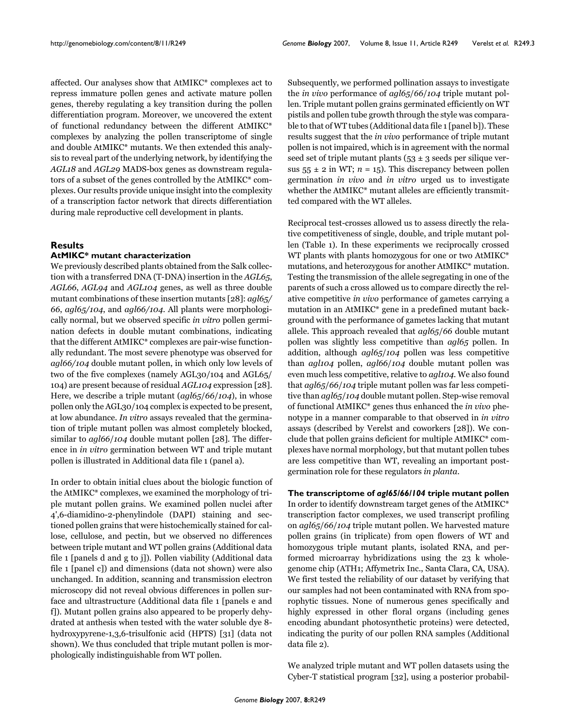affected. Our analyses show that AtMIKC* complexes act to repress immature pollen genes and activate mature pollen genes, thereby regulating a key transition during the pollen differentiation program. Moreover, we uncovered the extent of functional redundancy between the different AtMIKC* complexes by analyzing the pollen transcriptome of single and double AtMIKC* mutants. We then extended this analysis to reveal part of the underlying network, by identifying the *AGL18* and *AGL29* MADS-box genes as downstream regulators of a subset of the genes controlled by the AtMIKC* complexes. Our results provide unique insight into the complexity of a transcription factor network that directs differentiation during male reproductive cell development in plants.

## Results

### AtMIKC* mutant characterization

We previously described plants obtained from the Salk collection with a transferred DNA (T-DNA) insertion in the *AGL65*, *AGL66*, *AGL94* and *AGL104* genes, as well as three double mutant combinations of these insertion mutants [28]: *agl65/66*, *agl65/104*, and *agl66/104*. All plants were morphologically normal, but we observed specific *in vitro* pollen germination defects in double mutant combinations, indicating that the different AtMIKC* complexes are pair-wise functionally redundant. The most severe phenotype was observed for *agl66/104* double mutant pollen, in which only low levels of two of the five complexes (namely AGL30/104 and AGL65/104) are present because of residual *AGL104* expression [28]. Here, we describe a triple mutant (*agl65/66/104*), in whose pollen only the AGL30/104 complex is expected to be present, at low abundance. *In vitro* assays revealed that the germination of triple mutant pollen was almost completely blocked, similar to *agl66/104* double mutant pollen [28]. The difference in *in vitro* germination between WT and triple mutant pollen is illustrated in Additional data file 1 (panel a).

In order to obtain initial clues about the biologic function of the AtMIKC* complexes, we examined the morphology of triple mutant pollen grains. We examined pollen nuclei after 4',6-diamidino-2-phenylindole (DAPI) staining and sectioned pollen grains that were histochemically stained for callose, cellulose, and pectin, but we observed no differences between triple mutant and WT pollen grains (Additional data file 1 [panels d and g to j]). Pollen viability (Additional data file 1 [panel c]) and dimensions (data not shown) were also unchanged. In addition, scanning and transmission electron microscopy did not reveal obvious differences in pollen surface and ultrastructure (Additional data file 1 [panels e and f]). Mutant pollen grains also appeared to be properly dehydrated at anthesis when tested with the water soluble dye 8-hydroxypyrene-1,3,6-trisulfonic acid (HPTS) [31] (data not shown). We thus concluded that triple mutant pollen is morphologically indistinguishable from WT pollen.

Subsequently, we performed pollination assays to investigate the *in vivo* performance of *agl65/66/104* triple mutant pollen. Triple mutant pollen grains germinated efficiently on WT pistils and pollen tube growth through the style was comparable to that of WT tubes (Additional data file 1 [panel b]). These results suggest that the *in vivo* performance of triple mutant pollen is not impaired, which is in agreement with the normal seed set of triple mutant plants ($53 \pm 3$ seeds per silique versus $55 \pm 2$ in WT; $n = 15$). This discrepancy between pollen germination *in vivo* and *in vitro* urged us to investigate whether the AtMIKC* mutant alleles are efficiently transmitted compared with the WT alleles.

Reciprocal test-crosses allowed us to assess directly the relative competitiveness of single, double, and triple mutant pollen (Table 1). In these experiments we reciprocally crossed WT plants with plants homozygous for one or two AtMIKC* mutations, and heterozygous for another AtMIKC* mutation. Testing the transmission of the allele segregating in one of the parents of such a cross allowed us to compare directly the relative competitive *in vivo* performance of gametes carrying a mutation in an AtMIKC* gene in a predefined mutant background with the performance of gametes lacking that mutant allele. This approach revealed that *agl65/66* double mutant pollen was slightly less competitive than *agl65* pollen. In addition, although *agl65/104* pollen was less competitive than *agl104* pollen, *agl66/104* double mutant pollen was even much less competitive, relative to *agl104*. We also found that *agl65/66/104* triple mutant pollen was far less competitive than *agl65/104* double mutant pollen. Step-wise removal of functional AtMIKC* genes thus enhanced the *in vivo* phenotype in a manner comparable to that observed in *in vitro* assays (described by Verelst and coworkers [28]). We conclude that pollen grains deficient for multiple AtMIKC* complexes have normal morphology, but that mutant pollen tubes are less competitive than WT, revealing an important post-germination role for these regulators *in planta*.

### The transcriptome of *agl65/66/104* triple mutant pollen

In order to identify downstream target genes of the AtMIKC* transcription factor complexes, we used transcript profiling on *agl65/66/104* triple mutant pollen. We harvested mature pollen grains (in triplicate) from open flowers of WT and homozygous triple mutant plants, isolated RNA, and performed microarray hybridizations using the 23 k whole-genome chip (ATH1; Affymetrix Inc., Santa Clara, CA, USA). We first tested the reliability of our dataset by verifying that our samples had not been contaminated with RNA from sporophytic tissues. None of numerous genes specifically and highly expressed in other floral organs (including genes encoding abundant photosynthetic proteins) were detected, indicating the purity of our pollen RNA samples (Additional data file 2).

We analyzed triple mutant and WT pollen datasets using the Cyber-T statistical program [32], using a posterior probabil-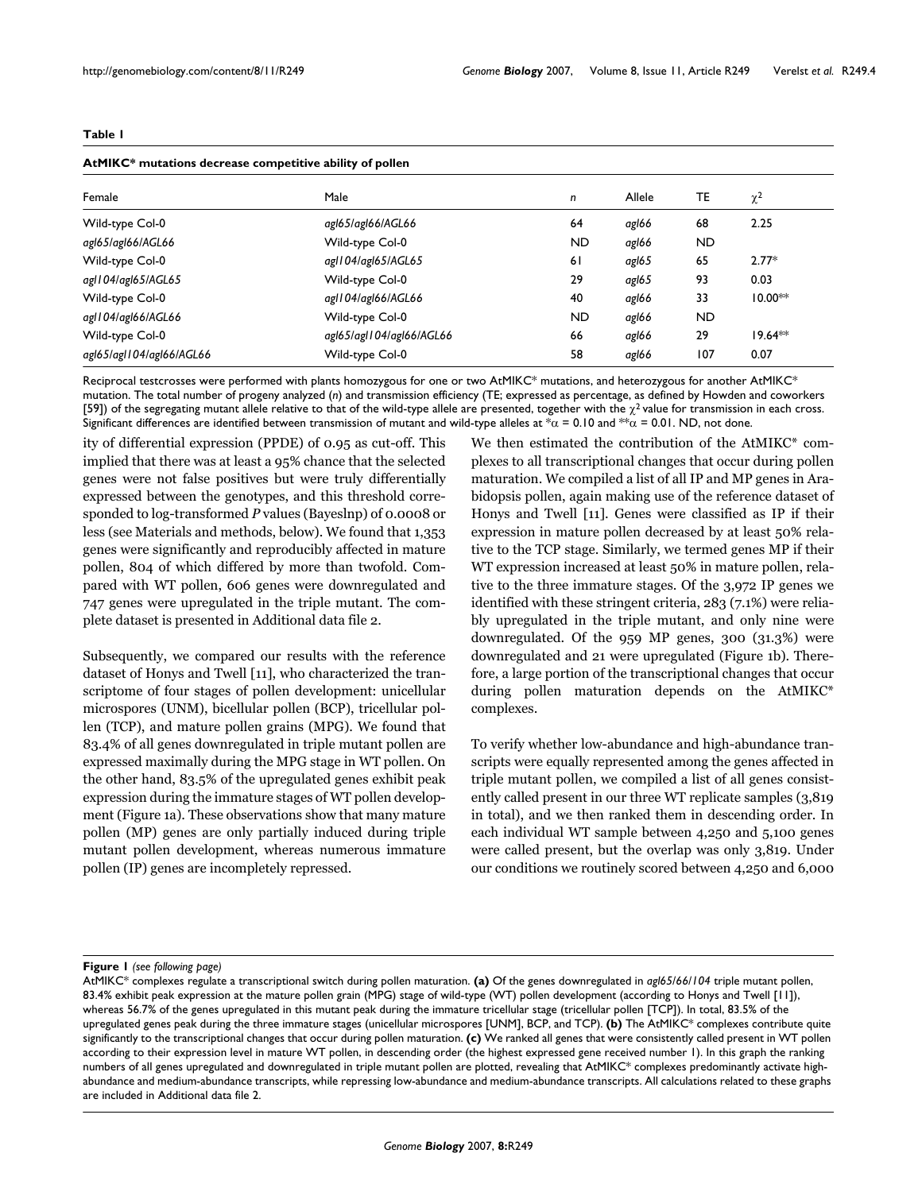**Table 1**

**AtMIKC* mutations decrease competitive ability of pollen**

| Female | Male | *n* | Allele | TE | $\chi^2$ |
|---|---|---|---|---|---|
| Wild-type Col-0 | *agl65/agl66/AGL66* | 64 | *agl66* | 68 | 2.25 |
| *agl65/agl66/AGL66* | Wild-type Col-0 | ND | *agl66* | ND | |
| Wild-type Col-0 | *agl104/agl65/AGL65* | 61 | *agl65* | 65 | 2.77* |
| *agl104/agl65/AGL65* | Wild-type Col-0 | 29 | *agl65* | 93 | 0.03 |
| Wild-type Col-0 | *agl104/agl66/AGL66* | 40 | *agl66* | 33 | 10.00** |
| *agl104/agl66/AGL66* | Wild-type Col-0 | ND | *agl66* | ND | |
| Wild-type Col-0 | *agl65/agl104/agl66/AGL66* | 66 | *agl66* | 29 | 19.64** |
| *agl65/agl104/agl66/AGL66* | Wild-type Col-0 | 58 | *agl66* | 107 | 0.07 |

Reciprocal testcrosses were performed with plants homozygous for one or two AtMIKC* mutations, and heterozygous for another AtMIKC* mutation. The total number of progeny analyzed (*n*) and transmission efficiency (TE; expressed as percentage, as defined by Howden and coworkers [59]) of the segregating mutant allele relative to that of the wild-type allele are presented, together with the $\chi^2$ value for transmission in each cross. Significant differences are identified between transmission of mutant and wild-type alleles at *$\alpha$ = 0.10 and **$\alpha$ = 0.01. ND, not done.

ity of differential expression (PPDE) of 0.95 as cut-off. This implied that there was at least a 95% chance that the selected genes were not false positives but were truly differentially expressed between the genotypes, and this threshold corresponded to log-transformed *P* values (Bayeslnp) of 0.0008 or less (see Materials and methods, below). We found that 1,353 genes were significantly and reproducibly affected in mature pollen, 804 of which differed by more than twofold. Compared with WT pollen, 606 genes were downregulated and 747 genes were upregulated in the triple mutant. The complete dataset is presented in Additional data file 2.

Subsequently, we compared our results with the reference dataset of Honys and Twell [11], who characterized the transcriptome of four stages of pollen development: unicellular microspores (UNM), bicellular pollen (BCP), tricellular pollen (TCP), and mature pollen grains (MPG). We found that 83.4% of all genes downregulated in triple mutant pollen are expressed maximally during the MPG stage in WT pollen. On the other hand, 83.5% of the upregulated genes exhibit peak expression during the immature stages of WT pollen development (Figure 1a). These observations show that many mature pollen (MP) genes are only partially induced during triple mutant pollen development, whereas numerous immature pollen (IP) genes are incompletely repressed.

We then estimated the contribution of the AtMIKC* complexes to all transcriptional changes that occur during pollen maturation. We compiled a list of all IP and MP genes in Arabidopsis pollen, again making use of the reference dataset of Honys and Twell [11]. Genes were classified as IP if their expression in mature pollen decreased by at least 50% relative to the TCP stage. Similarly, we termed genes MP if their WT expression increased at least 50% in mature pollen, relative to the three immature stages. Of the 3,972 IP genes we identified with these stringent criteria, 283 (7.1%) were reliably upregulated in the triple mutant, and only nine were downregulated. Of the 959 MP genes, 300 (31.3%) were downregulated and 21 were upregulated (Figure 1b). Therefore, a large portion of the transcriptional changes that occur during pollen maturation depends on the AtMIKC* complexes.

To verify whether low-abundance and high-abundance transcripts were equally represented among the genes affected in triple mutant pollen, we compiled a list of all genes consistently called present in our three WT replicate samples (3,819 in total), and we then ranked them in descending order. In each individual WT sample between 4,250 and 5,100 genes were called present, but the overlap was only 3,819. Under our conditions we routinely scored between 4,250 and 6,000

**Figure 1** *(see following page)*
AtMIKC* complexes regulate a transcriptional switch during pollen maturation. **(a)** Of the genes downregulated in *agl65/66/104* triple mutant pollen, 83.4% exhibit peak expression at the mature pollen grain (MPG) stage of wild-type (WT) pollen development (according to Honys and Twell [11]), whereas 56.7% of the genes upregulated in this mutant peak during the immature tricellular stage (tricellular pollen [TCP]). In total, 83.5% of the upregulated genes peak during the three immature stages (unicellular microspores [UNM], BCP, and TCP). **(b)** The AtMIKC* complexes contribute quite significantly to the transcriptional changes that occur during pollen maturation. **(c)** We ranked all genes that were consistently called present in WT pollen according to their expression level in mature WT pollen, in descending order (the highest expressed gene received number 1). In this graph the ranking numbers of all genes upregulated and downregulated in triple mutant pollen are plotted, revealing that AtMIKC* complexes predominantly activate high-abundance and medium-abundance transcripts, while repressing low-abundance and medium-abundance transcripts. All calculations related to these graphs are included in Additional data file 2.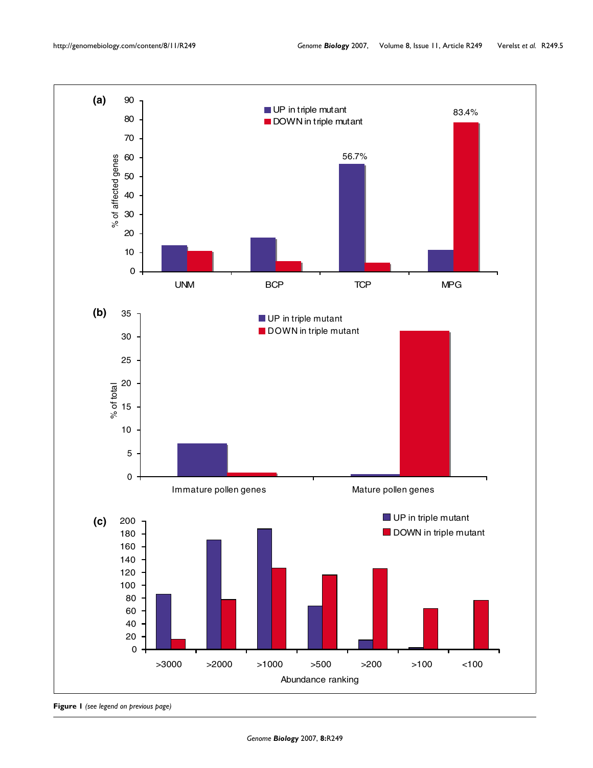(a)

90
80
70
60
50
40
30
20
10
0

% of affected genes

UP in triple mutant
DOWN in triple mutant

56.7%
83.4%

UNM
BCP
TCP
MPG

(b)

35
30
25
20
15
10
5
0

% of total

UP in triple mutant
DOWN in triple mutant

Immature pollen genes
Mature pollen genes

(c)

200
180
160
140
120
100
80
60
40
20
0

UP in triple mutant
DOWN in triple mutant

>3000
>2000
>1000
>500
>200
>100
<100

Abundance ranking

**Figure 1** *(see legend on previous page)*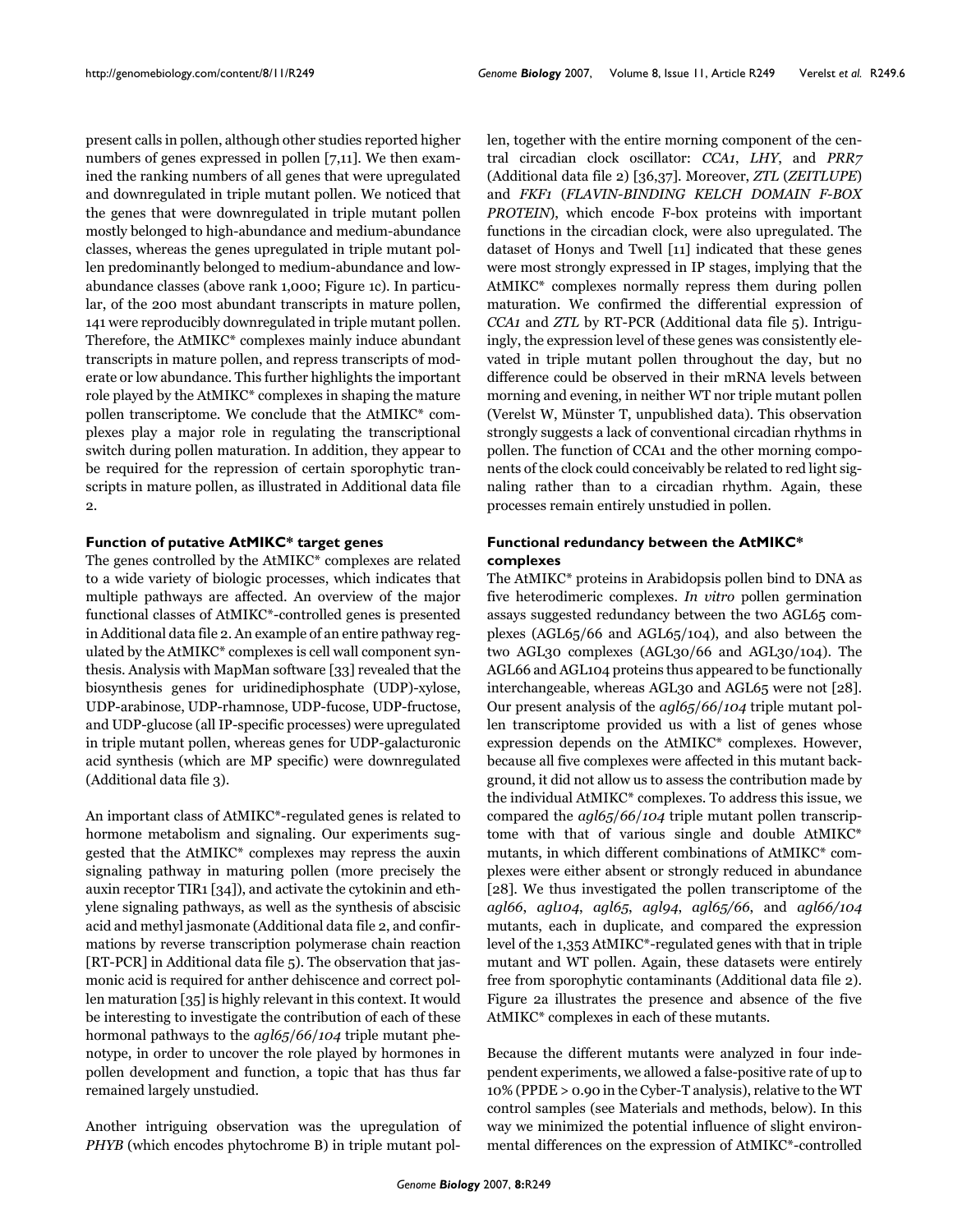present calls in pollen, although other studies reported higher numbers of genes expressed in pollen [7,11]. We then examined the ranking numbers of all genes that were upregulated and downregulated in triple mutant pollen. We noticed that the genes that were downregulated in triple mutant pollen mostly belonged to high-abundance and medium-abundance classes, whereas the genes upregulated in triple mutant pollen predominantly belonged to medium-abundance and low-abundance classes (above rank 1,000; Figure 1c). In particular, of the 200 most abundant transcripts in mature pollen, 141 were reproducibly downregulated in triple mutant pollen. Therefore, the AtMIKC* complexes mainly induce abundant transcripts in mature pollen, and repress transcripts of moderate or low abundance. This further highlights the important role played by the AtMIKC* complexes in shaping the mature pollen transcriptome. We conclude that the AtMIKC* complexes play a major role in regulating the transcriptional switch during pollen maturation. In addition, they appear to be required for the repression of certain sporophytic transcripts in mature pollen, as illustrated in Additional data file 2.

### Function of putative AtMIKC* target genes

The genes controlled by the AtMIKC* complexes are related to a wide variety of biologic processes, which indicates that multiple pathways are affected. An overview of the major functional classes of AtMIKC*-controlled genes is presented in Additional data file 2. An example of an entire pathway regulated by the AtMIKC* complexes is cell wall component synthesis. Analysis with MapMan software [33] revealed that the biosynthesis genes for uridinediphosphate (UDP)-xylose, UDP-arabinose, UDP-rhamnose, UDP-fucose, UDP-fructose, and UDP-glucose (all IP-specific processes) were upregulated in triple mutant pollen, whereas genes for UDP-galacturonic acid synthesis (which are MP specific) were downregulated (Additional data file 3).

An important class of AtMIKC*-regulated genes is related to hormone metabolism and signaling. Our experiments suggested that the AtMIKC* complexes may repress the auxin signaling pathway in maturing pollen (more precisely the auxin receptor TIR1 [34]), and activate the cytokinin and ethylene signaling pathways, as well as the synthesis of abscisic acid and methyl jasmonate (Additional data file 2, and confirmations by reverse transcription polymerase chain reaction [RT-PCR] in Additional data file 5). The observation that jasmonic acid is required for anther dehiscence and correct pollen maturation [35] is highly relevant in this context. It would be interesting to investigate the contribution of each of these hormonal pathways to the *agl65/66/104* triple mutant phenotype, in order to uncover the role played by hormones in pollen development and function, a topic that has thus far remained largely unstudied.

Another intriguing observation was the upregulation of *PHYB* (which encodes phytochrome B) in triple mutant pollen, together with the entire morning component of the central circadian clock oscillator: *CCA1*, *LHY*, and *PRR7* (Additional data file 2) [36,37]. Moreover, *ZTL* (*ZEITLUPE*) and *FKF1* (*FLAVIN-BINDING KELCH DOMAIN F-BOX PROTEIN*), which encode F-box proteins with important functions in the circadian clock, were also upregulated. The dataset of Honys and Twell [11] indicated that these genes were most strongly expressed in IP stages, implying that the AtMIKC* complexes normally repress them during pollen maturation. We confirmed the differential expression of *CCA1* and *ZTL* by RT-PCR (Additional data file 5). Intriguingly, the expression level of these genes was consistently elevated in triple mutant pollen throughout the day, but no difference could be observed in their mRNA levels between morning and evening, in neither WT nor triple mutant pollen (Verelst W, Münster T, unpublished data). This observation strongly suggests a lack of conventional circadian rhythms in pollen. The function of CCA1 and the other morning components of the clock could conceivably be related to red light signaling rather than to a circadian rhythm. Again, these processes remain entirely unstudied in pollen.

### Functional redundancy between the AtMIKC* complexes

The AtMIKC* proteins in Arabidopsis pollen bind to DNA as five heterodimeric complexes. *In vitro* pollen germination assays suggested redundancy between the two AGL65 complexes (AGL65/66 and AGL65/104), and also between the two AGL30 complexes (AGL30/66 and AGL30/104). The AGL66 and AGL104 proteins thus appeared to be functionally interchangeable, whereas AGL30 and AGL65 were not [28]. Our present analysis of the *agl65/66/104* triple mutant pollen transcriptome provided us with a list of genes whose expression depends on the AtMIKC* complexes. However, because all five complexes were affected in this mutant background, it did not allow us to assess the contribution made by the individual AtMIKC* complexes. To address this issue, we compared the *agl65/66/104* triple mutant pollen transcriptome with that of various single and double AtMIKC* mutants, in which different combinations of AtMIKC* complexes were either absent or strongly reduced in abundance [28]. We thus investigated the pollen transcriptome of the *agl66*, *agl104*, *agl65*, *agl94*, *agl65/66*, and *agl66/104* mutants, each in duplicate, and compared the expression level of the 1,353 AtMIKC*-regulated genes with that in triple mutant and WT pollen. Again, these datasets were entirely free from sporophytic contaminants (Additional data file 2). Figure 2a illustrates the presence and absence of the five AtMIKC* complexes in each of these mutants.

Because the different mutants were analyzed in four independent experiments, we allowed a false-positive rate of up to 10% (PPDE > 0.90 in the Cyber-T analysis), relative to the WT control samples (see Materials and methods, below). In this way we minimized the potential influence of slight environmental differences on the expression of AtMIKC*-controlled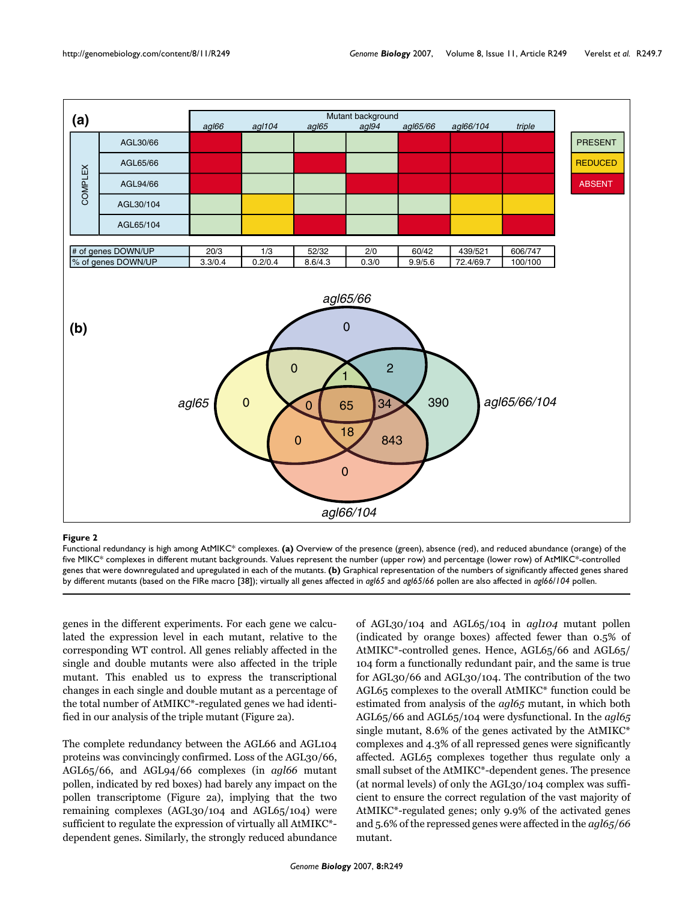(a)

Mutant background

agl66 agl104 agl65 agl94 agl65/66 agl66/104 triple

COMPLEX

AGL30/66

AGL65/66

AGL94/66

AGL30/104

AGL65/104

PRESENT

REDUCED

ABSENT

| | agl66 | agl104 | agl65 | agl94 | agl65/66 | agl66/104 | triple |
|---|---|---|---|---|---|---|---|
| # of genes DOWN/UP | 20/3 | 1/3 | 52/32 | 2/0 | 60/42 | 439/521 | 606/747 |
| % of genes DOWN/UP | 3.3/0.4 | 0.2/0.4 | 8.6/4.3 | 0.3/0 | 9.9/5.6 | 72.4/69.7 | 100/100 |

(b)

agl65/66

agl65

agl65/66/104

agl66/104

0

0

2

1

0

0

65

34

390

18

0

843

0

**Figure 2**

Functional redundancy is high among AtMIKC* complexes. **(a)** Overview of the presence (green), absence (red), and reduced abundance (orange) of the five MIKC* complexes in different mutant backgrounds. Values represent the number (upper row) and percentage (lower row) of AtMIKC*-controlled genes that were downregulated and upregulated in each of the mutants. **(b)** Graphical representation of the numbers of significantly affected genes shared by different mutants (based on the FIRe macro [38]); virtually all genes affected in *agl65* and *agl65/66* pollen are also affected in *agl66/104* pollen.

genes in the different experiments. For each gene we calculated the expression level in each mutant, relative to the corresponding WT control. All genes reliably affected in the single and double mutants were also affected in the triple mutant. This enabled us to express the transcriptional changes in each single and double mutant as a percentage of the total number of AtMIKC*-regulated genes we had identified in our analysis of the triple mutant (Figure 2a).

The complete redundancy between the AGL66 and AGL104 proteins was convincingly confirmed. Loss of the AGL30/66, AGL65/66, and AGL94/66 complexes (in *agl66* mutant pollen, indicated by red boxes) had barely any impact on the pollen transcriptome (Figure 2a), implying that the two remaining complexes (AGL30/104 and AGL65/104) were sufficient to regulate the expression of virtually all AtMIKC*-dependent genes. Similarly, the strongly reduced abundance of AGL30/104 and AGL65/104 in *agl104* mutant pollen (indicated by orange boxes) affected fewer than 0.5% of AtMIKC*-controlled genes. Hence, AGL65/66 and AGL65/104 form a functionally redundant pair, and the same is true for AGL30/66 and AGL30/104. The contribution of the two AGL65 complexes to the overall AtMIKC* function could be estimated from analysis of the *agl65* mutant, in which both AGL65/66 and AGL65/104 were dysfunctional. In the *agl65* single mutant, 8.6% of the genes activated by the AtMIKC* complexes and 4.3% of all repressed genes were significantly affected. AGL65 complexes together thus regulate only a small subset of the AtMIKC*-dependent genes. The presence (at normal levels) of only the AGL30/104 complex was sufficient to ensure the correct regulation of the vast majority of AtMIKC*-regulated genes; only 9.9% of the activated genes and 5.6% of the repressed genes were affected in the *agl65/66* mutant.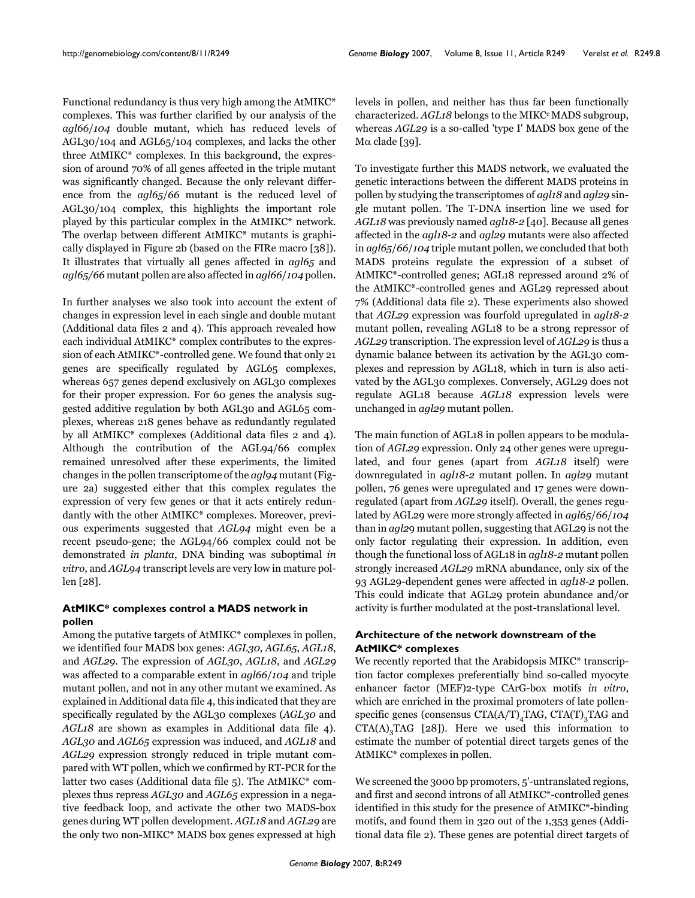Functional redundancy is thus very high among the AtMIKC* complexes. This was further clarified by our analysis of the *agl66/104* double mutant, which has reduced levels of AGL30/104 and AGL65/104 complexes, and lacks the other three AtMIKC* complexes. In this background, the expression of around 70% of all genes affected in the triple mutant was significantly changed. Because the only relevant difference from the *agl65/66* mutant is the reduced level of AGL30/104 complex, this highlights the important role played by this particular complex in the AtMIKC* network. The overlap between different AtMIKC* mutants is graphically displayed in Figure 2b (based on the FIRe macro [38]). It illustrates that virtually all genes affected in *agl65* and *agl65/66* mutant pollen are also affected in *agl66/104* pollen.

In further analyses we also took into account the extent of changes in expression level in each single and double mutant (Additional data files 2 and 4). This approach revealed how each individual AtMIKC* complex contributes to the expression of each AtMIKC*-controlled gene. We found that only 21 genes are specifically regulated by AGL65 complexes, whereas 657 genes depend exclusively on AGL30 complexes for their proper expression. For 60 genes the analysis suggested additive regulation by both AGL30 and AGL65 complexes, whereas 218 genes behave as redundantly regulated by all AtMIKC* complexes (Additional data files 2 and 4). Although the contribution of the AGL94/66 complex remained unresolved after these experiments, the limited changes in the pollen transcriptome of the *agl94* mutant (Figure 2a) suggested either that this complex regulates the expression of very few genes or that it acts entirely redundantly with the other AtMIKC* complexes. Moreover, previous experiments suggested that *AGL94* might even be a recent pseudo-gene; the AGL94/66 complex could not be demonstrated *in planta*, DNA binding was suboptimal *in vitro*, and *AGL94* transcript levels are very low in mature pollen [28].

### AtMIKC* complexes control a MADS network in pollen

Among the putative targets of AtMIKC* complexes in pollen, we identified four MADS box genes: *AGL30*, *AGL65*, *AGL18*, and *AGL29*. The expression of *AGL30*, *AGL18*, and *AGL29* was affected to a comparable extent in *agl66/104* and triple mutant pollen, and not in any other mutant we examined. As explained in Additional data file 4, this indicated that they are specifically regulated by the AGL30 complexes (*AGL30* and *AGL18* are shown as examples in Additional data file 4). *AGL30* and *AGL65* expression was induced, and *AGL18* and *AGL29* expression strongly reduced in triple mutant compared with WT pollen, which we confirmed by RT-PCR for the latter two cases (Additional data file 5). The AtMIKC* complexes thus repress *AGL30* and *AGL65* expression in a negative feedback loop, and activate the other two MADS-box genes during WT pollen development. *AGL18* and *AGL29* are the only two non-MIKC* MADS box genes expressed at high levels in pollen, and neither has thus far been functionally characterized. *AGL18* belongs to the MIKC$^c$ MADS subgroup, whereas *AGL29* is a so-called 'type I' MADS box gene of the M$\alpha$ clade [39].

To investigate further this MADS network, we evaluated the genetic interactions between the different MADS proteins in pollen by studying the transcriptomes of *agl18* and *agl29* single mutant pollen. The T-DNA insertion line we used for *AGL18* was previously named *agl18-2* [40]. Because all genes affected in the *agl18-2* and *agl29* mutants were also affected in *agl65/66/104* triple mutant pollen, we concluded that both MADS proteins regulate the expression of a subset of AtMIKC*-controlled genes; AGL18 repressed around 2% of the AtMIKC*-controlled genes and AGL29 repressed about 7% (Additional data file 2). These experiments also showed that *AGL29* expression was fourfold upregulated in *agl18-2* mutant pollen, revealing AGL18 to be a strong repressor of *AGL29* transcription. The expression level of *AGL29* is thus a dynamic balance between its activation by the AGL30 complexes and repression by AGL18, which in turn is also activated by the AGL30 complexes. Conversely, AGL29 does not regulate AGL18 because *AGL18* expression levels were unchanged in *agl29* mutant pollen.

The main function of AGL18 in pollen appears to be modulation of *AGL29* expression. Only 24 other genes were upregulated, and four genes (apart from *AGL18* itself) were downregulated in *agl18-2* mutant pollen. In *agl29* mutant pollen, 76 genes were upregulated and 17 genes were downregulated (apart from *AGL29* itself). Overall, the genes regulated by AGL29 were more strongly affected in *agl65/66/104* than in *agl29* mutant pollen, suggesting that AGL29 is not the only factor regulating their expression. In addition, even though the functional loss of AGL18 in *agl18-2* mutant pollen strongly increased *AGL29* mRNA abundance, only six of the 93 AGL29-dependent genes were affected in *agl18-2* pollen. This could indicate that AGL29 protein abundance and/or activity is further modulated at the post-translational level.

### Architecture of the network downstream of the AtMIKC* complexes

We recently reported that the Arabidopsis MIKC* transcription factor complexes preferentially bind so-called myocyte enhancer factor (MEF)2-type CArG-box motifs *in vitro*, which are enriched in the proximal promoters of late pollen-specific genes (consensus CTA(A/T)$_4$TAG, CTA(T)$_3$TAG and CTA(A)$_3$TAG [28]). Here we used this information to estimate the number of potential direct targets genes of the AtMIKC* complexes in pollen.

We screened the 3000 bp promoters, 5'-untranslated regions, and first and second introns of all AtMIKC*-controlled genes identified in this study for the presence of AtMIKC*-binding motifs, and found them in 320 out of the 1,353 genes (Additional data file 2). These genes are potential direct targets of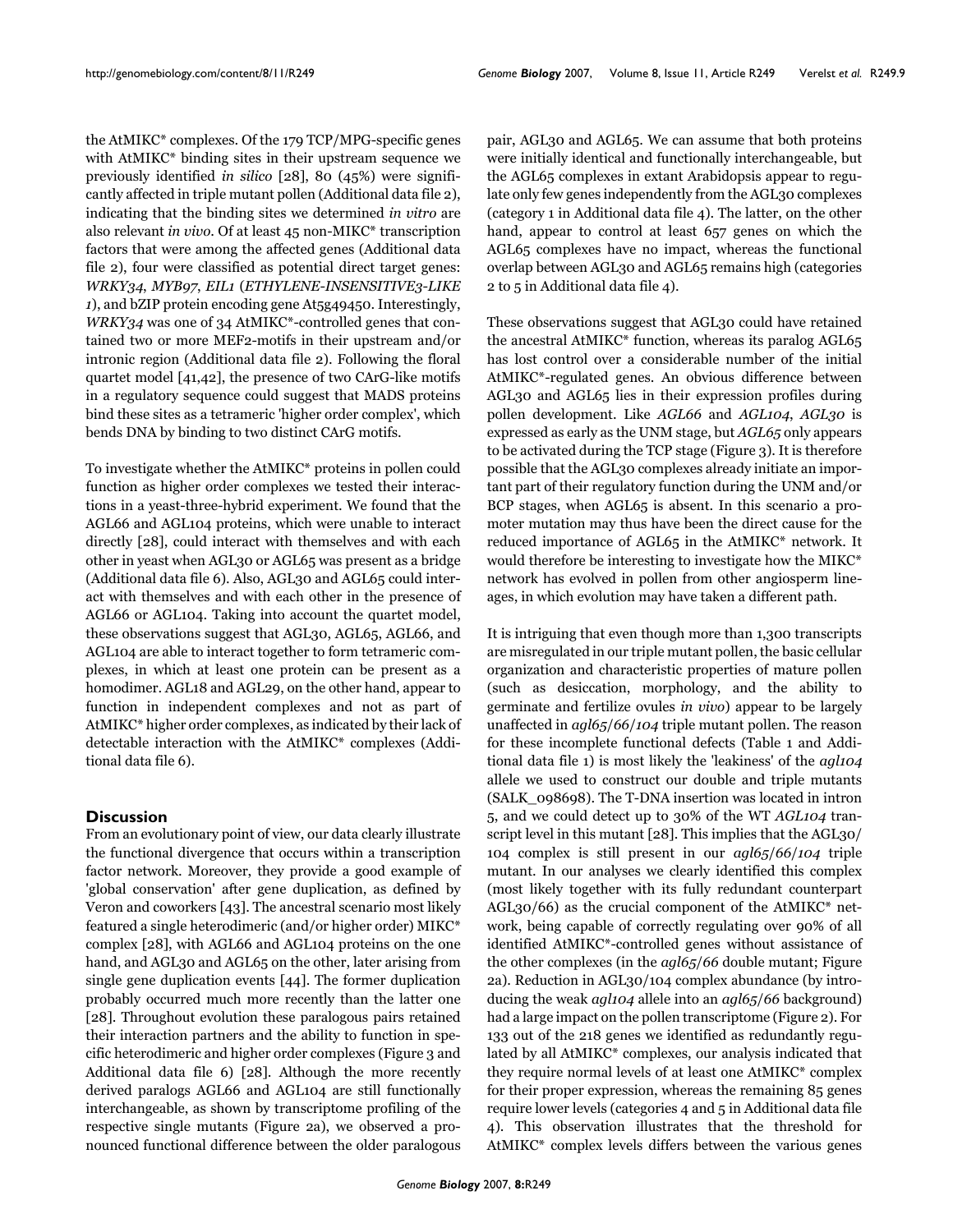the AtMIKC* complexes. Of the 179 TCP/MPG-specific genes with AtMIKC* binding sites in their upstream sequence we previously identified *in silico* [28], 80 (45%) were significantly affected in triple mutant pollen (Additional data file 2), indicating that the binding sites we determined *in vitro* are also relevant *in vivo*. Of at least 45 non-MIKC* transcription factors that were among the affected genes (Additional data file 2), four were classified as potential direct target genes: *WRKY34*, *MYB97*, *EIL1* (*ETHYLENE-INSENSITIVE3-LIKE 1*), and bZIP protein encoding gene At5g49450. Interestingly, *WRKY34* was one of 34 AtMIKC*-controlled genes that contained two or more MEF2-motifs in their upstream and/or intronic region (Additional data file 2). Following the floral quartet model [41,42], the presence of two CArG-like motifs in a regulatory sequence could suggest that MADS proteins bind these sites as a tetrameric 'higher order complex', which bends DNA by binding to two distinct CArG motifs.

To investigate whether the AtMIKC* proteins in pollen could function as higher order complexes we tested their interactions in a yeast-three-hybrid experiment. We found that the AGL66 and AGL104 proteins, which were unable to interact directly [28], could interact with themselves and with each other in yeast when AGL30 or AGL65 was present as a bridge (Additional data file 6). Also, AGL30 and AGL65 could interact with themselves and with each other in the presence of AGL66 or AGL104. Taking into account the quartet model, these observations suggest that AGL30, AGL65, AGL66, and AGL104 are able to interact together to form tetrameric complexes, in which at least one protein can be present as a homodimer. AGL18 and AGL29, on the other hand, appear to function in independent complexes and not as part of AtMIKC* higher order complexes, as indicated by their lack of detectable interaction with the AtMIKC* complexes (Additional data file 6).

## Discussion

From an evolutionary point of view, our data clearly illustrate the functional divergence that occurs within a transcription factor network. Moreover, they provide a good example of 'global conservation' after gene duplication, as defined by Veron and coworkers [43]. The ancestral scenario most likely featured a single heterodimeric (and/or higher order) MIKC* complex [28], with AGL66 and AGL104 proteins on the one hand, and AGL30 and AGL65 on the other, later arising from single gene duplication events [44]. The former duplication probably occurred much more recently than the latter one [28]. Throughout evolution these paralogous pairs retained their interaction partners and the ability to function in specific heterodimeric and higher order complexes (Figure 3 and Additional data file 6) [28]. Although the more recently derived paralogs AGL66 and AGL104 are still functionally interchangeable, as shown by transcriptome profiling of the respective single mutants (Figure 2a), we observed a pronounced functional difference between the older paralogous pair, AGL30 and AGL65. We can assume that both proteins were initially identical and functionally interchangeable, but the AGL65 complexes in extant Arabidopsis appear to regulate only few genes independently from the AGL30 complexes (category 1 in Additional data file 4). The latter, on the other hand, appear to control at least 657 genes on which the AGL65 complexes have no impact, whereas the functional overlap between AGL30 and AGL65 remains high (categories 2 to 5 in Additional data file 4).

These observations suggest that AGL30 could have retained the ancestral AtMIKC* function, whereas its paralog AGL65 has lost control over a considerable number of the initial AtMIKC*-regulated genes. An obvious difference between AGL30 and AGL65 lies in their expression profiles during pollen development. Like *AGL66* and *AGL104*, *AGL30* is expressed as early as the UNM stage, but *AGL65* only appears to be activated during the TCP stage (Figure 3). It is therefore possible that the AGL30 complexes already initiate an important part of their regulatory function during the UNM and/or BCP stages, when AGL65 is absent. In this scenario a promoter mutation may thus have been the direct cause for the reduced importance of AGL65 in the AtMIKC* network. It would therefore be interesting to investigate how the MIKC* network has evolved in pollen from other angiosperm lineages, in which evolution may have taken a different path.

It is intriguing that even though more than 1,300 transcripts are misregulated in our triple mutant pollen, the basic cellular organization and characteristic properties of mature pollen (such as desiccation, morphology, and the ability to germinate and fertilize ovules *in vivo*) appear to be largely unaffected in *agl65/66/104* triple mutant pollen. The reason for these incomplete functional defects (Table 1 and Additional data file 1) is most likely the 'leakiness' of the *agl104* allele we used to construct our double and triple mutants (SALK_098698). The T-DNA insertion was located in intron 5, and we could detect up to 30% of the WT *AGL104* transcript level in this mutant [28]. This implies that the AGL30/104 complex is still present in our *agl65/66/104* triple mutant. In our analyses we clearly identified this complex (most likely together with its fully redundant counterpart AGL30/66) as the crucial component of the AtMIKC* network, being capable of correctly regulating over 90% of all identified AtMIKC*-controlled genes without assistance of the other complexes (in the *agl65/66* double mutant; Figure 2a). Reduction in AGL30/104 complex abundance (by introducing the weak *agl104* allele into an *agl65/66* background) had a large impact on the pollen transcriptome (Figure 2). For 133 out of the 218 genes we identified as redundantly regulated by all AtMIKC* complexes, our analysis indicated that they require normal levels of at least one AtMIKC* complex for their proper expression, whereas the remaining 85 genes require lower levels (categories 4 and 5 in Additional data file 4). This observation illustrates that the threshold for AtMIKC* complex levels differs between the various genes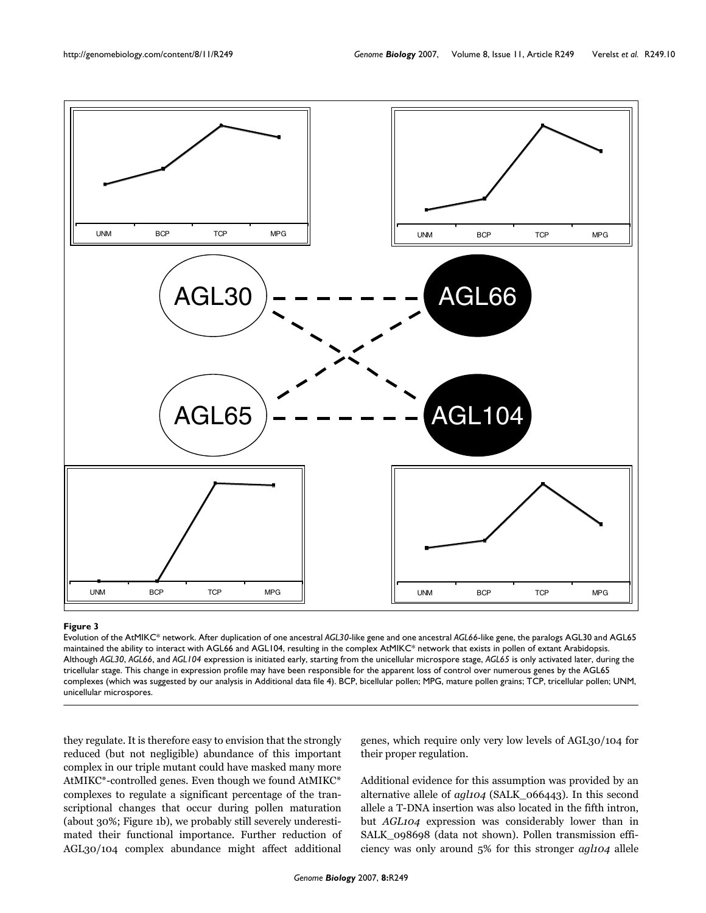UNM
BCP
TCP
MPG

UNM
BCP
TCP
MPG

AGL30

AGL66

AGL65

AGL104

UNM
BCP
TCP
MPG

UNM
BCP
TCP
MPG

**Figure 3**

Evolution of the AtMIKC* network. After duplication of one ancestral *AGL30*-like gene and one ancestral *AGL66*-like gene, the paralogs AGL30 and AGL65 maintained the ability to interact with AGL66 and AGL104, resulting in the complex AtMIKC* network that exists in pollen of extant Arabidopsis. Although *AGL30*, *AGL66*, and *AGL104* expression is initiated early, starting from the unicellular microspore stage, *AGL65* is only activated later, during the tricellular stage. This change in expression profile may have been responsible for the apparent loss of control over numerous genes by the AGL65 complexes (which was suggested by our analysis in Additional data file 4). BCP, bicellular pollen; MPG, mature pollen grains; TCP, tricellular pollen; UNM, unicellular microspores.

they regulate. It is therefore easy to envision that the strongly reduced (but not negligible) abundance of this important complex in our triple mutant could have masked many more AtMIKC*-controlled genes. Even though we found AtMIKC* complexes to regulate a significant percentage of the transcriptional changes that occur during pollen maturation (about 30%; Figure 1b), we probably still severely underestimated their functional importance. Further reduction of AGL30/104 complex abundance might affect additional genes, which require only very low levels of AGL30/104 for their proper regulation.

Additional evidence for this assumption was provided by an alternative allele of *agl104* (SALK_066443). In this second allele a T-DNA insertion was also located in the fifth intron, but *AGL104* expression was considerably lower than in SALK_098698 (data not shown). Pollen transmission efficiency was only around 5% for this stronger *agl104* allele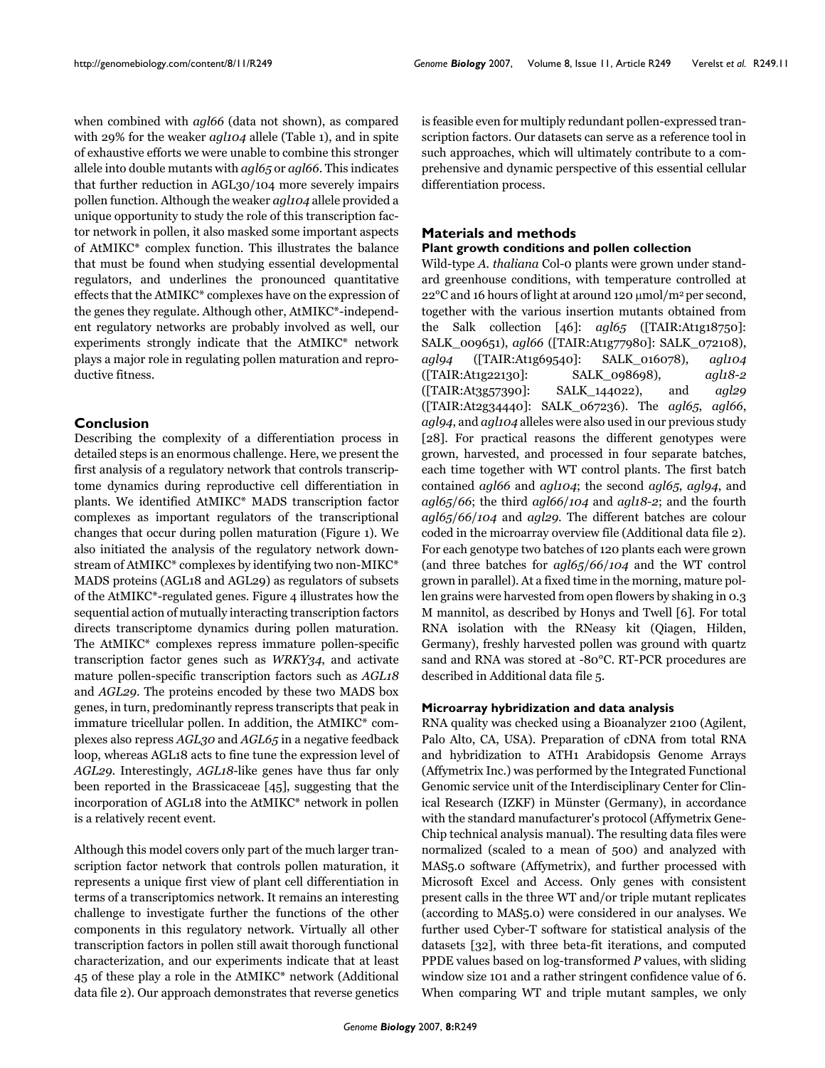when combined with *agl66* (data not shown), as compared with 29% for the weaker *agl104* allele (Table 1), and in spite of exhaustive efforts we were unable to combine this stronger allele into double mutants with *agl65* or *agl66*. This indicates that further reduction in AGL30/104 more severely impairs pollen function. Although the weaker *agl104* allele provided a unique opportunity to study the role of this transcription factor network in pollen, it also masked some important aspects of AtMIKC* complex function. This illustrates the balance that must be found when studying essential developmental regulators, and underlines the pronounced quantitative effects that the AtMIKC* complexes have on the expression of the genes they regulate. Although other, AtMIKC*-independent regulatory networks are probably involved as well, our experiments strongly indicate that the AtMIKC* network plays a major role in regulating pollen maturation and reproductive fitness.

## Conclusion

Describing the complexity of a differentiation process in detailed steps is an enormous challenge. Here, we present the first analysis of a regulatory network that controls transcriptome dynamics during reproductive cell differentiation in plants. We identified AtMIKC* MADS transcription factor complexes as important regulators of the transcriptional changes that occur during pollen maturation (Figure 1). We also initiated the analysis of the regulatory network downstream of AtMIKC* complexes by identifying two non-MIKC* MADS proteins (AGL18 and AGL29) as regulators of subsets of the AtMIKC*-regulated genes. Figure 4 illustrates how the sequential action of mutually interacting transcription factors directs transcriptome dynamics during pollen maturation. The AtMIKC* complexes repress immature pollen-specific transcription factor genes such as *WRKY34*, and activate mature pollen-specific transcription factors such as *AGL18* and *AGL29*. The proteins encoded by these two MADS box genes, in turn, predominantly repress transcripts that peak in immature tricellular pollen. In addition, the AtMIKC* complexes also repress *AGL30* and *AGL65* in a negative feedback loop, whereas AGL18 acts to fine tune the expression level of *AGL29*. Interestingly, *AGL18*-like genes have thus far only been reported in the Brassicaceae [45], suggesting that the incorporation of AGL18 into the AtMIKC* network in pollen is a relatively recent event.

Although this model covers only part of the much larger transcription factor network that controls pollen maturation, it represents a unique first view of plant cell differentiation in terms of a transcriptomics network. It remains an interesting challenge to investigate further the functions of the other components in this regulatory network. Virtually all other transcription factors in pollen still await thorough functional characterization, and our experiments indicate that at least 45 of these play a role in the AtMIKC* network (Additional data file 2). Our approach demonstrates that reverse genetics is feasible even for multiply redundant pollen-expressed transcription factors. Our datasets can serve as a reference tool in such approaches, which will ultimately contribute to a comprehensive and dynamic perspective of this essential cellular differentiation process.

## Materials and methods

### Plant growth conditions and pollen collection

Wild-type *A. thaliana* Col-0 plants were grown under standard greenhouse conditions, with temperature controlled at 22°C and 16 hours of light at around 120 μmol/m² per second, together with the various insertion mutants obtained from the Salk collection [46]: *agl65* ([TAIR:At1g18750]: SALK_009651), *agl66* ([TAIR:At1g77980]: SALK_072108), *agl94* ([TAIR:At1g69540]: SALK_016078), *agl104* ([TAIR:At1g22130]: SALK_098698), *agl18-2* ([TAIR:At3g57390]: SALK_144022), and *agl29* ([TAIR:At2g34440]: SALK_067236). The *agl65*, *agl66*, *agl94*, and *agl104* alleles were also used in our previous study [28]. For practical reasons the different genotypes were grown, harvested, and processed in four separate batches, each time together with WT control plants. The first batch contained *agl66* and *agl104*; the second *agl65*, *agl94*, and *agl65/66*; the third *agl66/104* and *agl18-2*; and the fourth *agl65/66/104* and *agl29*. The different batches are colour coded in the microarray overview file (Additional data file 2). For each genotype two batches of 120 plants each were grown (and three batches for *agl65/66/104* and the WT control grown in parallel). At a fixed time in the morning, mature pollen grains were harvested from open flowers by shaking in 0.3 M mannitol, as described by Honys and Twell [6]. For total RNA isolation with the RNeasy kit (Qiagen, Hilden, Germany), freshly harvested pollen was ground with quartz sand and RNA was stored at -80°C. RT-PCR procedures are described in Additional data file 5.

### Microarray hybridization and data analysis

RNA quality was checked using a Bioanalyzer 2100 (Agilent, Palo Alto, CA, USA). Preparation of cDNA from total RNA and hybridization to ATH1 Arabidopsis Genome Arrays (Affymetrix Inc.) was performed by the Integrated Functional Genomic service unit of the Interdisciplinary Center for Clinical Research (IZKF) in Münster (Germany), in accordance with the standard manufacturer's protocol (Affymetrix GeneChip technical analysis manual). The resulting data files were normalized (scaled to a mean of 500) and analyzed with MAS5.0 software (Affymetrix), and further processed with Microsoft Excel and Access. Only genes with consistent present calls in the three WT and/or triple mutant replicates (according to MAS5.0) were considered in our analyses. We further used Cyber-T software for statistical analysis of the datasets [32], with three beta-fit iterations, and computed PPDE values based on log-transformed *P* values, with sliding window size 101 and a rather stringent confidence value of 6. When comparing WT and triple mutant samples, we only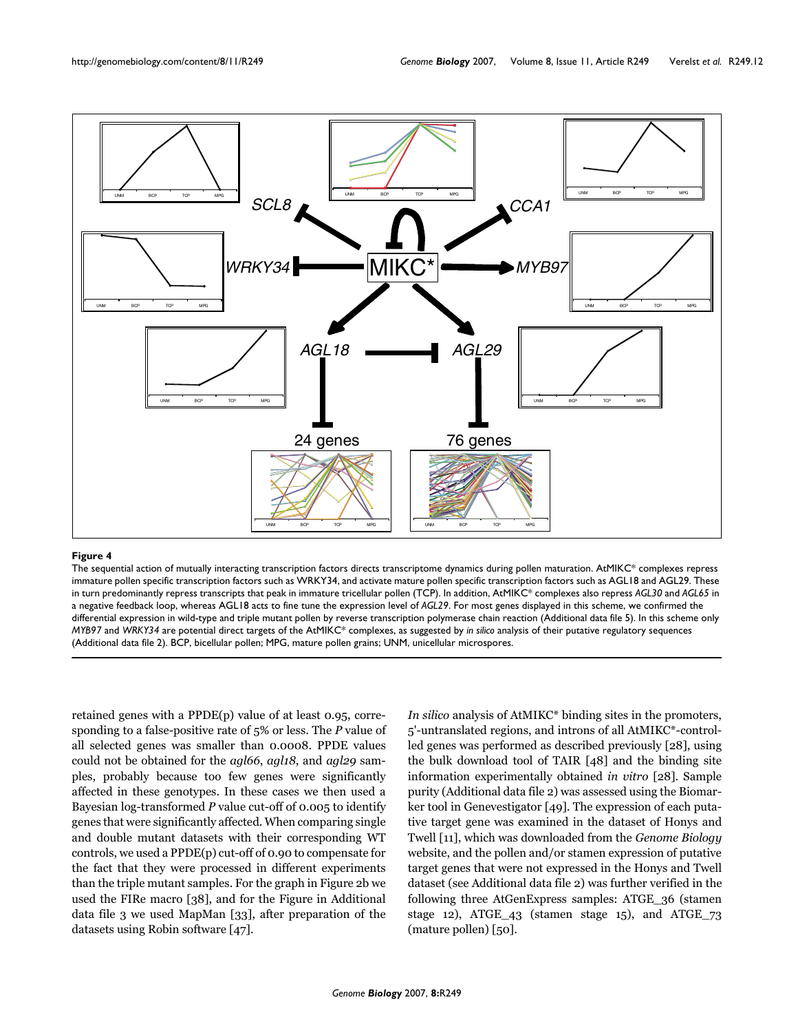SCL8

CCA1

WRKY34

MIKC*

MYB97

AGL18

AGL29

24 genes

76 genes

UNM BCP TCP MPG

**Figure 4**

The sequential action of mutually interacting transcription factors directs transcriptome dynamics during pollen maturation. AtMIKC* complexes repress immature pollen specific transcription factors such as WRKY34, and activate mature pollen specific transcription factors such as AGL18 and AGL29. These in turn predominantly repress transcripts that peak in immature tricellular pollen (TCP). In addition, AtMIKC* complexes also repress *AGL30* and *AGL65* in a negative feedback loop, whereas AGL18 acts to fine tune the expression level of *AGL29*. For most genes displayed in this scheme, we confirmed the differential expression in wild-type and triple mutant pollen by reverse transcription polymerase chain reaction (Additional data file 5). In this scheme only *MYB97* and *WRKY34* are potential direct targets of the AtMIKC* complexes, as suggested by *in silico* analysis of their putative regulatory sequences (Additional data file 2). BCP, bicellular pollen; MPG, mature pollen grains; UNM, unicellular microspores.

retained genes with a PPDE(p) value of at least 0.95, corresponding to a false-positive rate of 5% or less. The *P* value of all selected genes was smaller than 0.0008. PPDE values could not be obtained for the *agl66*, *agl18*, and *agl29* samples, probably because too few genes were significantly affected in these genotypes. In these cases we then used a Bayesian log-transformed *P* value cut-off of 0.005 to identify genes that were significantly affected. When comparing single and double mutant datasets with their corresponding WT controls, we used a PPDE(p) cut-off of 0.90 to compensate for the fact that they were processed in different experiments than the triple mutant samples. For the graph in Figure 2b we used the FIRe macro [38], and for the Figure in Additional data file 3 we used MapMan [33], after preparation of the datasets using Robin software [47].

*In silico* analysis of AtMIKC* binding sites in the promoters, 5'-untranslated regions, and introns of all AtMIKC*-controlled genes was performed as described previously [28], using the bulk download tool of TAIR [48] and the binding site information experimentally obtained *in vitro* [28]. Sample purity (Additional data file 2) was assessed using the Biomarker tool in Genevestigator [49]. The expression of each putative target gene was examined in the dataset of Honys and Twell [11], which was downloaded from the *Genome Biology* website, and the pollen and/or stamen expression of putative target genes that were not expressed in the Honys and Twell dataset (see Additional data file 2) was further verified in the following three AtGenExpress samples: ATGE_36 (stamen stage 12), ATGE_43 (stamen stage 15), and ATGE_73 (mature pollen) [50].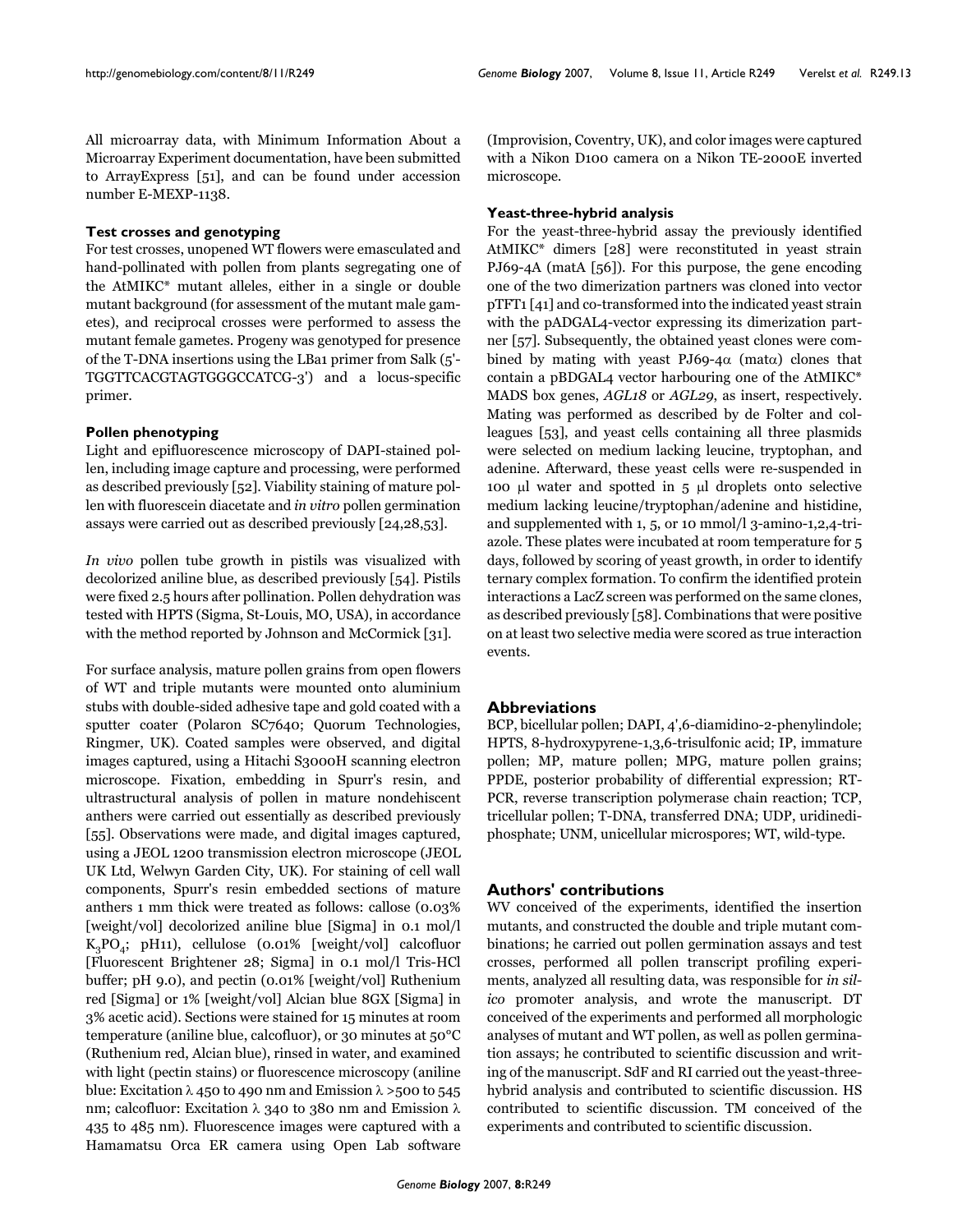All microarray data, with Minimum Information About a Microarray Experiment documentation, have been submitted to ArrayExpress [51], and can be found under accession number E-MEXP-1138.

### Test crosses and genotyping

For test crosses, unopened WT flowers were emasculated and hand-pollinated with pollen from plants segregating one of the AtMIKC* mutant alleles, either in a single or double mutant background (for assessment of the mutant male gametes), and reciprocal crosses were performed to assess the mutant female gametes. Progeny was genotyped for presence of the T-DNA insertions using the LBa1 primer from Salk (5'-TGGTTCACGTAGTGGGCCATCG-3') and a locus-specific primer.

### Pollen phenotyping

Light and epifluorescence microscopy of DAPI-stained pollen, including image capture and processing, were performed as described previously [52]. Viability staining of mature pollen with fluorescein diacetate and *in vitro* pollen germination assays were carried out as described previously [24,28,53].

*In vivo* pollen tube growth in pistils was visualized with decolorized aniline blue, as described previously [54]. Pistils were fixed 2.5 hours after pollination. Pollen dehydration was tested with HPTS (Sigma, St-Louis, MO, USA), in accordance with the method reported by Johnson and McCormick [31].

For surface analysis, mature pollen grains from open flowers of WT and triple mutants were mounted onto aluminium stubs with double-sided adhesive tape and gold coated with a sputter coater (Polaron SC7640; Quorum Technologies, Ringmer, UK). Coated samples were observed, and digital images captured, using a Hitachi S3000H scanning electron microscope. Fixation, embedding in Spurr's resin, and ultrastructural analysis of pollen in mature nondehiscent anthers were carried out essentially as described previously [55]. Observations were made, and digital images captured, using a JEOL 1200 transmission electron microscope (JEOL UK Ltd, Welwyn Garden City, UK). For staining of cell wall components, Spurr's resin embedded sections of mature anthers 1 mm thick were treated as follows: callose (0.03% [weight/vol] decolorized aniline blue [Sigma] in 0.1 mol/l $K_3PO_4$; pH11), cellulose (0.01% [weight/vol] calcofluor [Fluorescent Brightener 28; Sigma] in 0.1 mol/l Tris-HCl buffer; pH 9.0), and pectin (0.01% [weight/vol] Ruthenium red [Sigma] or 1% [weight/vol] Alcian blue 8GX [Sigma] in 3% acetic acid). Sections were stained for 15 minutes at room temperature (aniline blue, calcofluor), or 30 minutes at 50°C (Ruthenium red, Alcian blue), rinsed in water, and examined with light (pectin stains) or fluorescence microscopy (aniline blue: Excitation $\lambda$ 450 to 490 nm and Emission $\lambda$ >500 to 545 nm; calcofluor: Excitation $\lambda$ 340 to 380 nm and Emission $\lambda$ 435 to 485 nm). Fluorescence images were captured with a Hamamatsu Orca ER camera using Open Lab software (Improvision, Coventry, UK), and color images were captured with a Nikon D100 camera on a Nikon TE-2000E inverted microscope.

### Yeast-three-hybrid analysis

For the yeast-three-hybrid assay the previously identified AtMIKC* dimers [28] were reconstituted in yeast strain PJ69-4A (matA [56]). For this purpose, the gene encoding one of the two dimerization partners was cloned into vector pTFT1 [41] and co-transformed into the indicated yeast strain with the pADGAL4-vector expressing its dimerization partner [57]. Subsequently, the obtained yeast clones were combined by mating with yeast PJ69-4$\alpha$ (mat$\alpha$) clones that contain a pBDGAL4 vector harbouring one of the AtMIKC* MADS box genes, *AGL18* or *AGL29*, as insert, respectively. Mating was performed as described by de Folter and colleagues [53], and yeast cells containing all three plasmids were selected on medium lacking leucine, tryptophan, and adenine. Afterward, these yeast cells were re-suspended in 100 μl water and spotted in 5 μl droplets onto selective medium lacking leucine/tryptophan/adenine and histidine, and supplemented with 1, 5, or 10 mmol/l 3-amino-1,2,4-triazole. These plates were incubated at room temperature for 5 days, followed by scoring of yeast growth, in order to identify ternary complex formation. To confirm the identified protein interactions a LacZ screen was performed on the same clones, as described previously [58]. Combinations that were positive on at least two selective media were scored as true interaction events.

## Abbreviations

BCP, bicellular pollen; DAPI, 4',6-diamidino-2-phenylindole; HPTS, 8-hydroxypyrene-1,3,6-trisulfonic acid; IP, immature pollen; MP, mature pollen; MPG, mature pollen grains; PPDE, posterior probability of differential expression; RT-PCR, reverse transcription polymerase chain reaction; TCP, tricellular pollen; T-DNA, transferred DNA; UDP, uridinediphosphate; UNM, unicellular microspores; WT, wild-type.

## Authors' contributions

WV conceived of the experiments, identified the insertion mutants, and constructed the double and triple mutant combinations; he carried out pollen germination assays and test crosses, performed all pollen transcript profiling experiments, analyzed all resulting data, was responsible for *in silico* promoter analysis, and wrote the manuscript. DT conceived of the experiments and performed all morphologic analyses of mutant and WT pollen, as well as pollen germination assays; he contributed to scientific discussion and writing of the manuscript. SdF and RI carried out the yeast-three-hybrid analysis and contributed to scientific discussion. HS contributed to scientific discussion. TM conceived of the experiments and contributed to scientific discussion.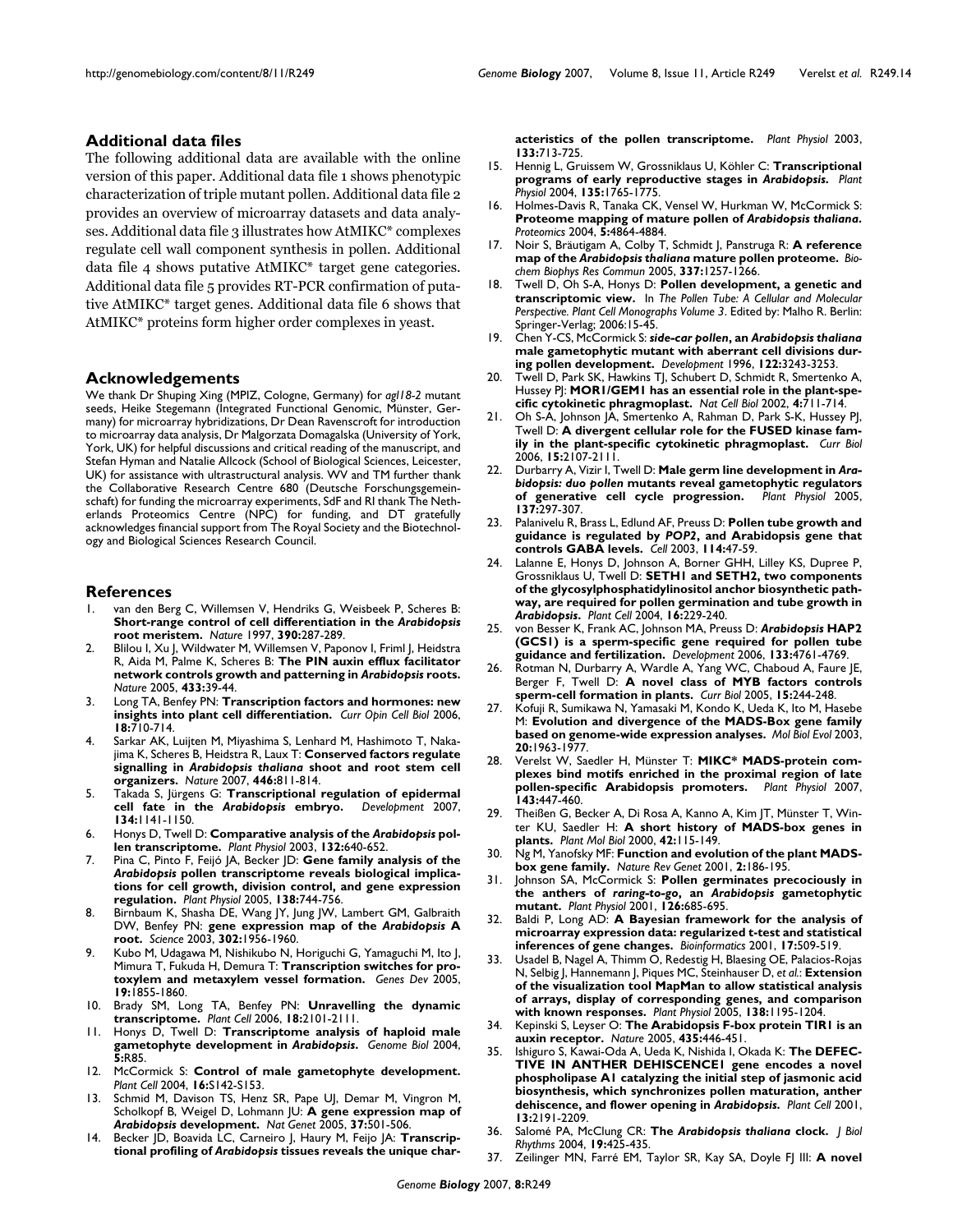## Additional data files

The following additional data are available with the online version of this paper. Additional data file 1 shows phenotypic characterization of triple mutant pollen. Additional data file 2 provides an overview of microarray datasets and data analyses. Additional data file 3 illustrates how AtMIKC* complexes regulate cell wall component synthesis in pollen. Additional data file 4 shows putative AtMIKC* target gene categories. Additional data file 5 provides RT-PCR confirmation of putative AtMIKC* target genes. Additional data file 6 shows that AtMIKC* proteins form higher order complexes in yeast.

## Acknowledgements

We thank Dr Shuping Xing (MPIZ, Cologne, Germany) for *agl18-2* mutant seeds, Heike Stegemann (Integrated Functional Genomic, Münster, Germany) for microarray hybridizations, Dr Dean Ravenscroft for introduction to microarray data analysis, Dr Malgorzata Domagalska (University of York, York, UK) for helpful discussions and critical reading of the manuscript, and Stefan Hyman and Natalie Allcock (School of Biological Sciences, Leicester, UK) for assistance with ultrastructural analysis. WV and TM further thank the Collaborative Research Centre 680 (Deutsche Forschungsgemeinschaft) for funding the microarray experiments, SdF and RI thank The Netherlands Proteomics Centre (NPC) for funding, and DT gratefully acknowledges financial support from The Royal Society and the Biotechnology and Biological Sciences Research Council.

## References

1. van den Berg C, Willemsen V, Hendriks G, Weisbeek P, Scheres B: **Short-range control of cell differentiation in the *Arabidopsis* root meristem.** *Nature* 1997, **390:**287-289.
2. Blilou I, Xu J, Wildwater M, Willemsen V, Paponov I, Friml J, Heidstra R, Aida M, Palme K, Scheres B: **The PIN auxin efflux facilitator network controls growth and patterning in *Arabidopsis* roots.** *Nature* 2005, **433:**39-44.
3. Long TA, Benfey PN: **Transcription factors and hormones: new insights into plant cell differentiation.** *Curr Opin Cell Biol* 2006, **18:**710-714.
4. Sarkar AK, Luijten M, Miyashima S, Lenhard M, Hashimoto T, Nakajima K, Scheres B, Heidstra R, Laux T: **Conserved factors regulate signalling in *Arabidopsis thaliana* shoot and root stem cell organizers.** *Nature* 2007, **446:**811-814.
5. Takada S, Jürgens G: **Transcriptional regulation of epidermal cell fate in the *Arabidopsis* embryo.** *Development* 2007, **134:**1141-1150.
6. Honys D, Twell D: **Comparative analysis of the *Arabidopsis* pollen transcriptome.** *Plant Physiol* 2003, **132:**640-652.
7. Pina C, Pinto F, Feijó JA, Becker JD: **Gene family analysis of the *Arabidopsis* pollen transcriptome reveals biological implications for cell growth, division control, and gene expression regulation.** *Plant Physiol* 2005, **138:**744-756.
8. Birnbaum K, Shasha DE, Wang JY, Jung JW, Lambert GM, Galbraith DW, Benfey PN: **gene expression map of the *Arabidopsis* A root.** *Science* 2003, **302:**1956-1960.
9. Kubo M, Udagawa M, Nishikubo N, Horiguchi G, Yamaguchi M, Ito J, Mimura T, Fukuda H, Demura T: **Transcription switches for protoxylem and metaxylem vessel formation.** *Genes Dev* 2005, **19:**1855-1860.
10. Brady SM, Long TA, Benfey PN: **Unravelling the dynamic transcriptome.** *Plant Cell* 2006, **18:**2101-2111.
11. Honys D, Twell D: **Transcriptome analysis of haploid male gametophyte development in *Arabidopsis*.** *Genome Biol* 2004, **5:**R85.
12. McCormick S: **Control of male gametophyte development.** *Plant Cell* 2004, **16:**S142-S153.
13. Schmid M, Davison TS, Henz SR, Pape UJ, Demar M, Vingron M, Scholkopf B, Weigel D, Lohmann JU: **A gene expression map of *Arabidopsis* development.** *Nat Genet* 2005, **37:**501-506.
14. Becker JD, Boavida LC, Carneiro J, Haury M, Feijo JA: **Transcriptional profiling of *Arabidopsis* tissues reveals the unique characteristics of the pollen transcriptome.** *Plant Physiol* 2003, **133:**713-725.
15. Hennig L, Gruissem W, Grossniklaus U, Köhler C: **Transcriptional programs of early reproductive stages in *Arabidopsis*.** *Plant Physiol* 2004, **135:**1765-1775.
16. Holmes-Davis R, Tanaka CK, Vensel W, Hurkman W, McCormick S: **Proteome mapping of mature pollen of *Arabidopsis thaliana*.** *Proteomics* 2004, **5:**4864-4884.
17. Noir S, Bräutigam A, Colby T, Schmidt J, Panstruga R: **A reference map of the *Arabidopsis thaliana* mature pollen proteome.** *Biochem Biophys Res Commun* 2005, **337:**1257-1266.
18. Twell D, Oh S-A, Honys D: **Pollen development, a genetic and transcriptomic view.** In *The Pollen Tube: A Cellular and Molecular Perspective. Plant Cell Monographs Volume 3*. Edited by: Malho R. Berlin: Springer-Verlag; 2006:15-45.
19. Chen Y-CS, McCormick S: ***side-car pollen*, an *Arabidopsis thaliana* male gametophytic mutant with aberrant cell divisions during pollen development.** *Development* 1996, **122:**3243-3253.
20. Twell D, Park SK, Hawkins TJ, Schubert D, Schmidt R, Smertenko A, Hussey PJ: **MOR1/GEM1 has an essential role in the plant-specific cytokinetic phragmoplast.** *Nat Cell Biol* 2002, **4:**711-714.
21. Oh S-A, Johnson JA, Smertenko A, Rahman D, Park S-K, Hussey PJ, Twell D: **A divergent cellular role for the FUSED kinase family in the plant-specific cytokinetic phragmoplast.** *Curr Biol* 2006, **15:**2107-2111.
22. Durbarry A, Vizir I, Twell D: **Male germ line development in *Arabidopsis*: *duo pollen* mutants reveal gametophytic regulators of generative cell cycle progression.** *Plant Physiol* 2005, **137:**297-307.
23. Palanivelu R, Brass L, Edlund AF, Preuss D: **Pollen tube growth and guidance is regulated by *POP2*, and Arabidopsis gene that controls GABA levels.** *Cell* 2003, **114:**47-59.
24. Lalanne E, Honys D, Johnson A, Borner GHH, Lilley KS, Dupree P, Grossniklaus U, Twell D: **SETH1 and SETH2, two components of the glycosylphosphatidylinositol anchor biosynthetic pathway, are required for pollen germination and tube growth in *Arabidopsis*.** *Plant Cell* 2004, **16:**229-240.
25. von Besser K, Frank AC, Johnson MA, Preuss D: ***Arabidopsis* HAP2 (GCS1) is a sperm-specific gene required for pollen tube guidance and fertilization.** *Development* 2006, **133:**4761-4769.
26. Rotman N, Durbarry A, Wardle A, Yang WC, Chaboud A, Faure JE, Berger F, Twell D: **A novel class of MYB factors controls sperm-cell formation in plants.** *Curr Biol* 2005, **15:**244-248.
27. Kofuji R, Sumikawa N, Yamasaki M, Kondo K, Ueda K, Ito M, Hasebe M: **Evolution and divergence of the MADS-Box gene family based on genome-wide expression analyses.** *Mol Biol Evol* 2003, **20:**1963-1977.
28. Verelst W, Saedler H, Münster T: **MIKC\* MADS-protein complexes bind motifs enriched in the proximal region of late pollen-specific Arabidopsis promoters.** *Plant Physiol* 2007, **143:**447-460.
29. Theißen G, Becker A, Di Rosa A, Kanno A, Kim JT, Münster T, Winter KU, Saedler H: **A short history of MADS-box genes in plants.** *Plant Mol Biol* 2000, **42:**115-149.
30. Ng M, Yanofsky MF: **Function and evolution of the plant MADS-box gene family.** *Nature Rev Genet* 2001, **2:**186-195.
31. Johnson SA, McCormick S: **Pollen germinates precociously in the anthers of *raring-to-go*, an *Arabidopsis* gametophytic mutant.** *Plant Physiol* 2001, **126:**685-695.
32. Baldi P, Long AD: **A Bayesian framework for the analysis of microarray expression data: regularized t-test and statistical inferences of gene changes.** *Bioinformatics* 2001, **17:**509-519.
33. Usadel B, Nagel A, Thimm O, Redestig H, Blaesing OE, Palacios-Rojas N, Selbig J, Hannemann J, Piques MC, Steinhauser D, *et al.*: **Extension of the visualization tool MapMan to allow statistical analysis of arrays, display of corresponding genes, and comparison with known responses.** *Plant Physiol* 2005, **138:**1195-1204.
34. Kepinski S, Leyser O: **The Arabidopsis F-box protein TIR1 is an auxin receptor.** *Nature* 2005, **435:**446-451.
35. Ishiguro S, Kawai-Oda A, Ueda K, Nishida I, Okada K: **The DEFECTIVE IN ANTHER DEHISCENCE1 gene encodes a novel phospholipase A1 catalyzing the initial step of jasmonic acid biosynthesis, which synchronizes pollen maturation, anther dehiscence, and flower opening in *Arabidopsis*.** *Plant Cell* 2001, **13:**2191-2209.
36. Salomé PA, McClung CR: **The *Arabidopsis thaliana* clock.** *J Biol Rhythms* 2004, **19:**425-435.
37. Zeilinger MN, Farré EM, Taylor SR, Kay SA, Doyle FJ III: **A novel**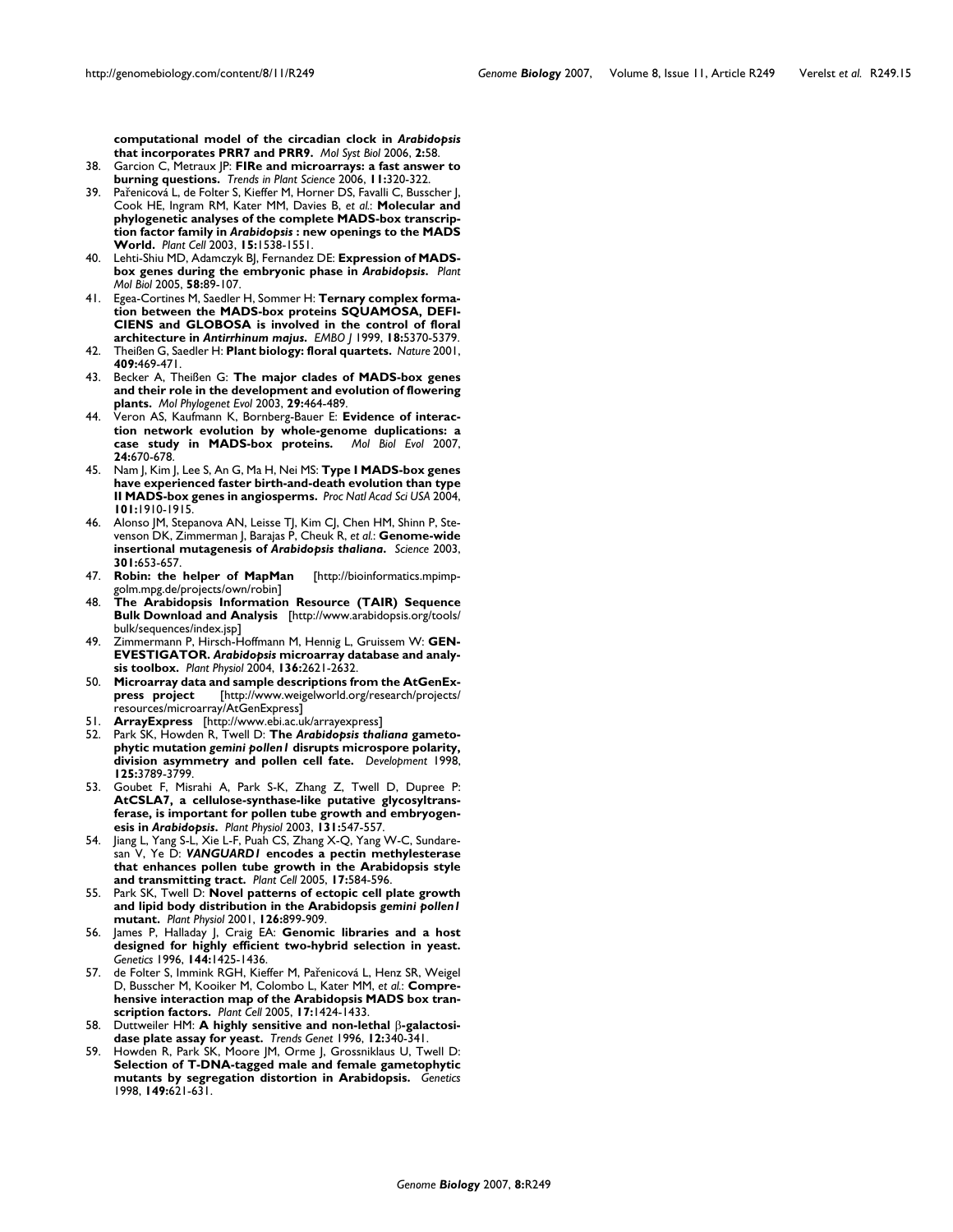computational model of the circadian clock in *Arabidopsis* that incorporates PRR7 and PRR9.** *Mol Syst Biol* 2006, **2:**58.

38. Garcion C, Metraux JP: **FIRe and microarrays: a fast answer to burning questions.** *Trends in Plant Science* 2006, **11:**320-322.
39. Pařenicová L, de Folter S, Kieffer M, Horner DS, Favalli C, Busscher J, Cook HE, Ingram RM, Kater MM, Davies B, *et al.*: **Molecular and phylogenetic analyses of the complete MADS-box transcription factor family in *Arabidopsis* : new openings to the MADS World.** *Plant Cell* 2003, **15:**1538-1551.
40. Lehti-Shiu MD, Adamczyk BJ, Fernandez DE: **Expression of MADS-box genes during the embryonic phase in *Arabidopsis*.** *Plant Mol Biol* 2005, **58:**89-107.
41. Egea-Cortines M, Saedler H, Sommer H: **Ternary complex formation between the MADS-box proteins SQUAMOSA, DEFICIENS and GLOBOSA is involved in the control of floral architecture in *Antirrhinum majus*.** *EMBO J* 1999, **18:**5370-5379.
42. Theißen G, Saedler H: **Plant biology: floral quartets.** *Nature* 2001, **409:**469-471.
43. Becker A, Theißen G: **The major clades of MADS-box genes and their role in the development and evolution of flowering plants.** *Mol Phylogenet Evol* 2003, **29:**464-489.
44. Veron AS, Kaufmann K, Bornberg-Bauer E: **Evidence of interaction network evolution by whole-genome duplications: a case study in MADS-box proteins.** *Mol Biol Evol* 2007, **24:**670-678.
45. Nam J, Kim J, Lee S, An G, Ma H, Nei MS: **Type I MADS-box genes have experienced faster birth-and-death evolution than type II MADS-box genes in angiosperms.** *Proc Natl Acad Sci USA* 2004, **101:**1910-1915.
46. Alonso JM, Stepanova AN, Leisse TJ, Kim CJ, Chen HM, Shinn P, Stevenson DK, Zimmerman J, Barajas P, Cheuk R, *et al.*: **Genome-wide insertional mutagenesis of *Arabidopsis thaliana*.** *Science* 2003, **301:**653-657.
47. **Robin: the helper of MapMan** [http://bioinformatics.mpimp-golm.mpg.de/projects/own/robin]
48. **The Arabidopsis Information Resource (TAIR) Sequence Bulk Download and Analysis** [http://www.arabidopsis.org/tools/bulk/sequences/index.jsp]
49. Zimmermann P, Hirsch-Hoffmann M, Hennig L, Gruissem W: **GENEVESTIGATOR. *Arabidopsis* microarray database and analysis toolbox.** *Plant Physiol* 2004, **136:**2621-2632.
50. **Microarray data and sample descriptions from the AtGenExpress project** [http://www.weigelworld.org/research/projects/resources/microarray/AtGenExpress]
51. **ArrayExpress** [http://www.ebi.ac.uk/arrayexpress]
52. Park SK, Howden R, Twell D: **The *Arabidopsis thaliana* gametophytic mutation *gemini pollen1* disrupts microspore polarity, division asymmetry and pollen cell fate.** *Development* 1998, **125:**3789-3799.
53. Goubet F, Misrahi A, Park S-K, Zhang Z, Twell D, Dupree P: **AtCSLA7, a cellulose-synthase-like putative glycosyltransferase, is important for pollen tube growth and embryogenesis in *Arabidopsis*.** *Plant Physiol* 2003, **131:**547-557.
54. Jiang L, Yang S-L, Xie L-F, Puah CS, Zhang X-Q, Yang W-C, Sundaresan V, Ye D: ***VANGUARD1* encodes a pectin methylesterase that enhances pollen tube growth in the Arabidopsis style and transmitting tract.** *Plant Cell* 2005, **17:**584-596.
55. Park SK, Twell D: **Novel patterns of ectopic cell plate growth and lipid body distribution in the Arabidopsis *gemini pollen1* mutant.** *Plant Physiol* 2001, **126:**899-909.
56. James P, Halladay J, Craig EA: **Genomic libraries and a host designed for highly efficient two-hybrid selection in yeast.** *Genetics* 1996, **144:**1425-1436.
57. de Folter S, Immink RGH, Kieffer M, Pařenicová L, Henz SR, Weigel D, Busscher M, Kooiker M, Colombo L, Kater MM, *et al.*: **Comprehensive interaction map of the Arabidopsis MADS box transcription factors.** *Plant Cell* 2005, **17:**1424-1433.
58. Duttweiler HM: **A highly sensitive and non-lethal β-galactosidase plate assay for yeast.** *Trends Genet* 1996, **12:**340-341.
59. Howden R, Park SK, Moore JM, Orme J, Grossniklaus U, Twell D: **Selection of T-DNA-tagged male and female gametophytic mutants by segregation distortion in Arabidopsis.** *Genetics* 1998, **149:**621-631.